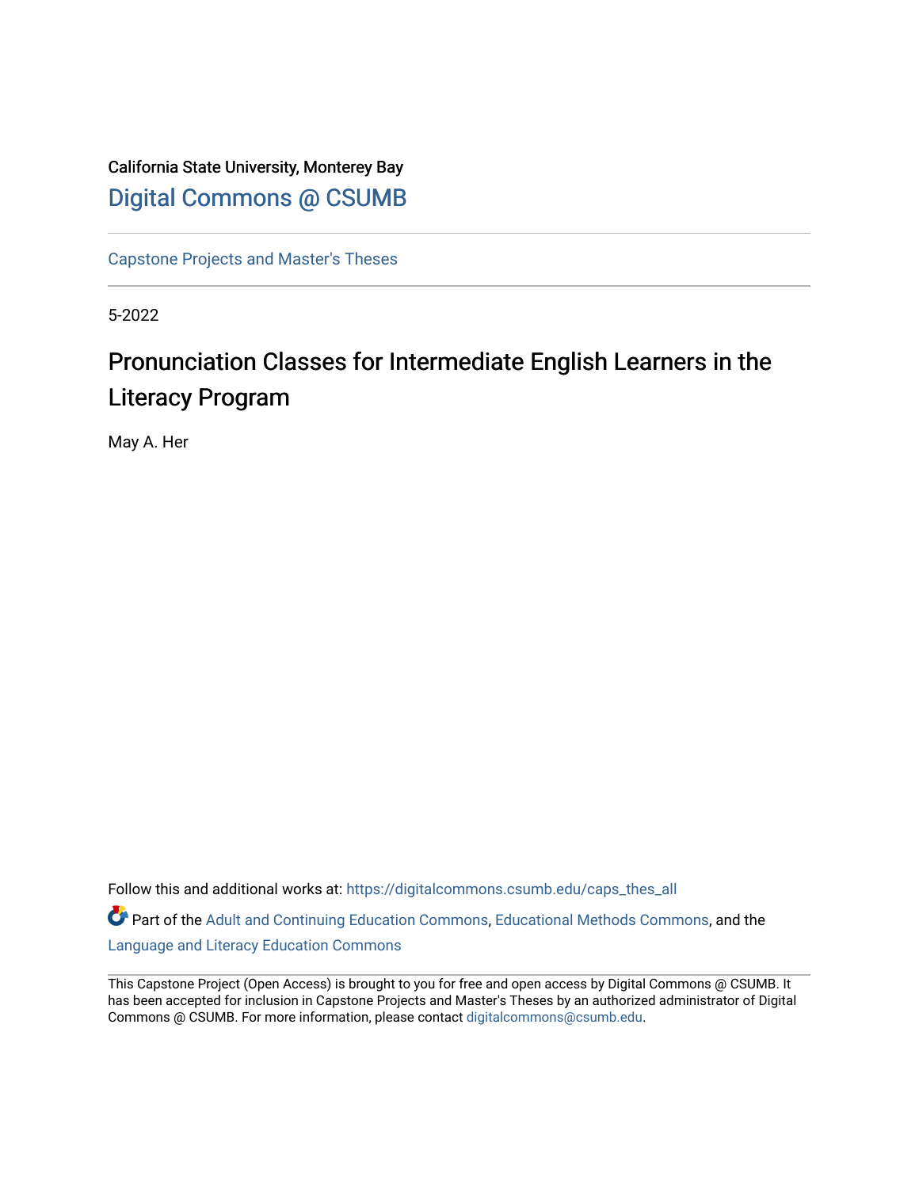California State University, Monterey Bay

Digital Commons @ CSUMB

Capstone Projects and Master's Theses

5-2022

# Pronunciation Classes for Intermediate English Learners in the Literacy Program

May A. Her

Follow this and additional works at: https://digitalcommons.csumb.edu/caps_thes_all

Part of the Adult and Continuing Education Commons, Educational Methods Commons, and the Language and Literacy Education Commons

This Capstone Project (Open Access) is brought to you for free and open access by Digital Commons @ CSUMB. It has been accepted for inclusion in Capstone Projects and Master's Theses by an authorized administrator of Digital Commons @ CSUMB. For more information, please contact digitalcommons@csumb.edu.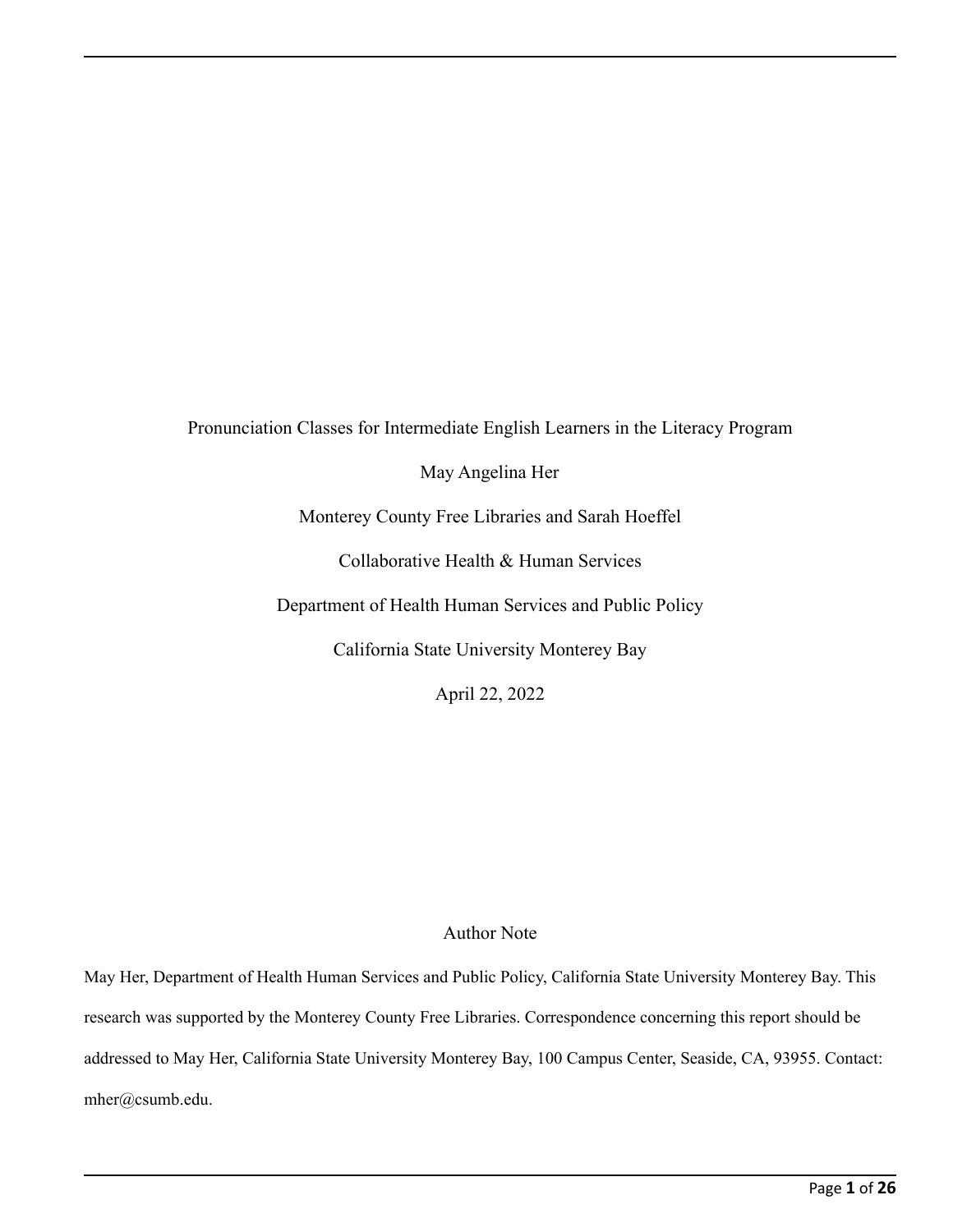Pronunciation Classes for Intermediate English Learners in the Literacy Program

May Angelina Her

Monterey County Free Libraries and Sarah Hoeffel

Collaborative Health & Human Services

Department of Health Human Services and Public Policy

California State University Monterey Bay

April 22, 2022

Author Note

May Her, Department of Health Human Services and Public Policy, California State University Monterey Bay. This research was supported by the Monterey County Free Libraries. Correspondence concerning this report should be addressed to May Her, California State University Monterey Bay, 100 Campus Center, Seaside, CA, 93955. Contact: mher@csumb.edu.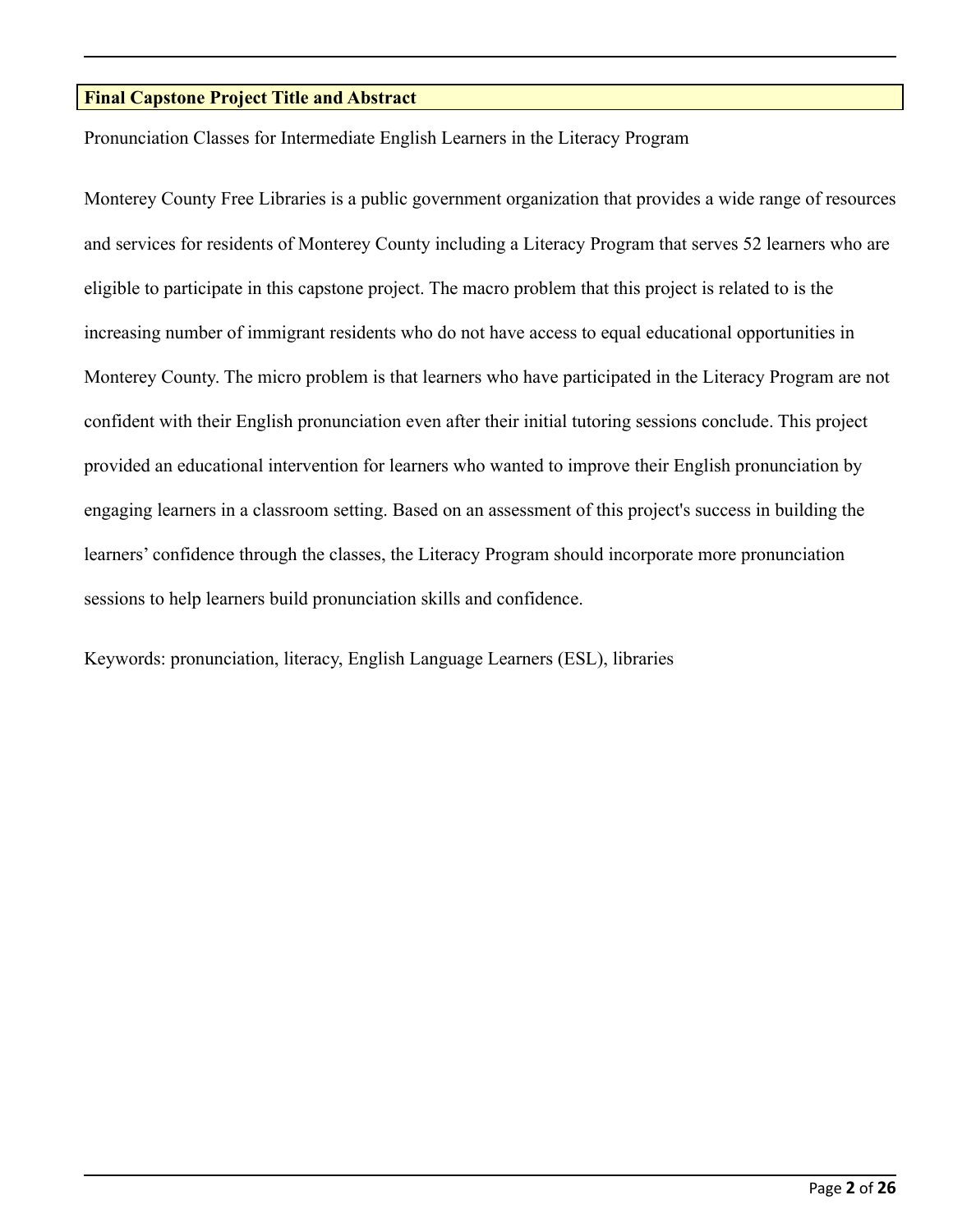## Final Capstone Project Title and Abstract

Pronunciation Classes for Intermediate English Learners in the Literacy Program

Monterey County Free Libraries is a public government organization that provides a wide range of resources and services for residents of Monterey County including a Literacy Program that serves 52 learners who are eligible to participate in this capstone project. The macro problem that this project is related to is the increasing number of immigrant residents who do not have access to equal educational opportunities in Monterey County. The micro problem is that learners who have participated in the Literacy Program are not confident with their English pronunciation even after their initial tutoring sessions conclude. This project provided an educational intervention for learners who wanted to improve their English pronunciation by engaging learners in a classroom setting. Based on an assessment of this project's success in building the learners' confidence through the classes, the Literacy Program should incorporate more pronunciation sessions to help learners build pronunciation skills and confidence.

Keywords: pronunciation, literacy, English Language Learners (ESL), libraries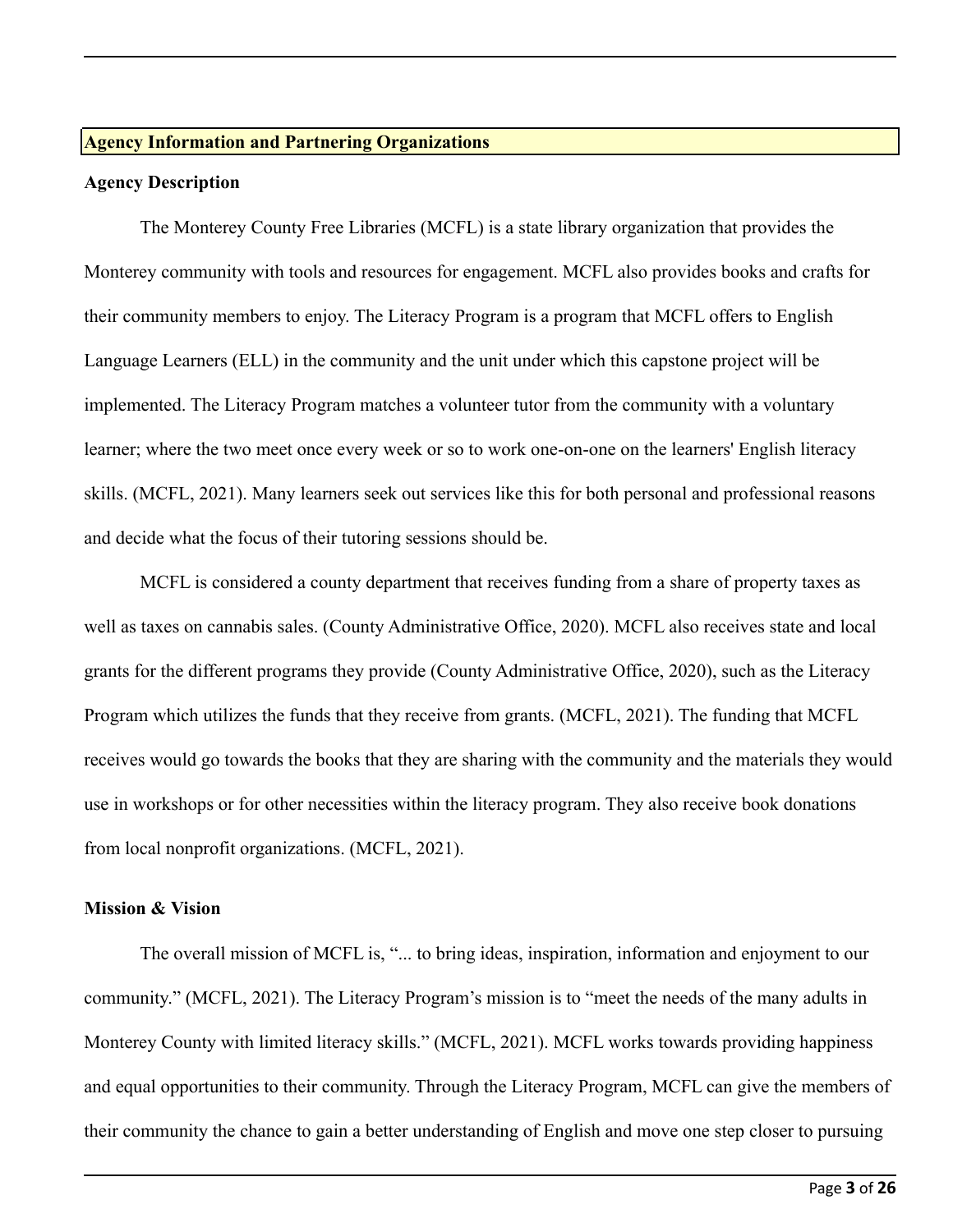## Agency Information and Partnering Organizations

### Agency Description

The Monterey County Free Libraries (MCFL) is a state library organization that provides the Monterey community with tools and resources for engagement. MCFL also provides books and crafts for their community members to enjoy. The Literacy Program is a program that MCFL offers to English Language Learners (ELL) in the community and the unit under which this capstone project will be implemented. The Literacy Program matches a volunteer tutor from the community with a voluntary learner; where the two meet once every week or so to work one-on-one on the learners' English literacy skills. (MCFL, 2021). Many learners seek out services like this for both personal and professional reasons and decide what the focus of their tutoring sessions should be.

MCFL is considered a county department that receives funding from a share of property taxes as well as taxes on cannabis sales. (County Administrative Office, 2020). MCFL also receives state and local grants for the different programs they provide (County Administrative Office, 2020), such as the Literacy Program which utilizes the funds that they receive from grants. (MCFL, 2021). The funding that MCFL receives would go towards the books that they are sharing with the community and the materials they would use in workshops or for other necessities within the literacy program. They also receive book donations from local nonprofit organizations. (MCFL, 2021).

### Mission & Vision

The overall mission of MCFL is, "... to bring ideas, inspiration, information and enjoyment to our community." (MCFL, 2021). The Literacy Program's mission is to "meet the needs of the many adults in Monterey County with limited literacy skills." (MCFL, 2021). MCFL works towards providing happiness and equal opportunities to their community. Through the Literacy Program, MCFL can give the members of their community the chance to gain a better understanding of English and move one step closer to pursuing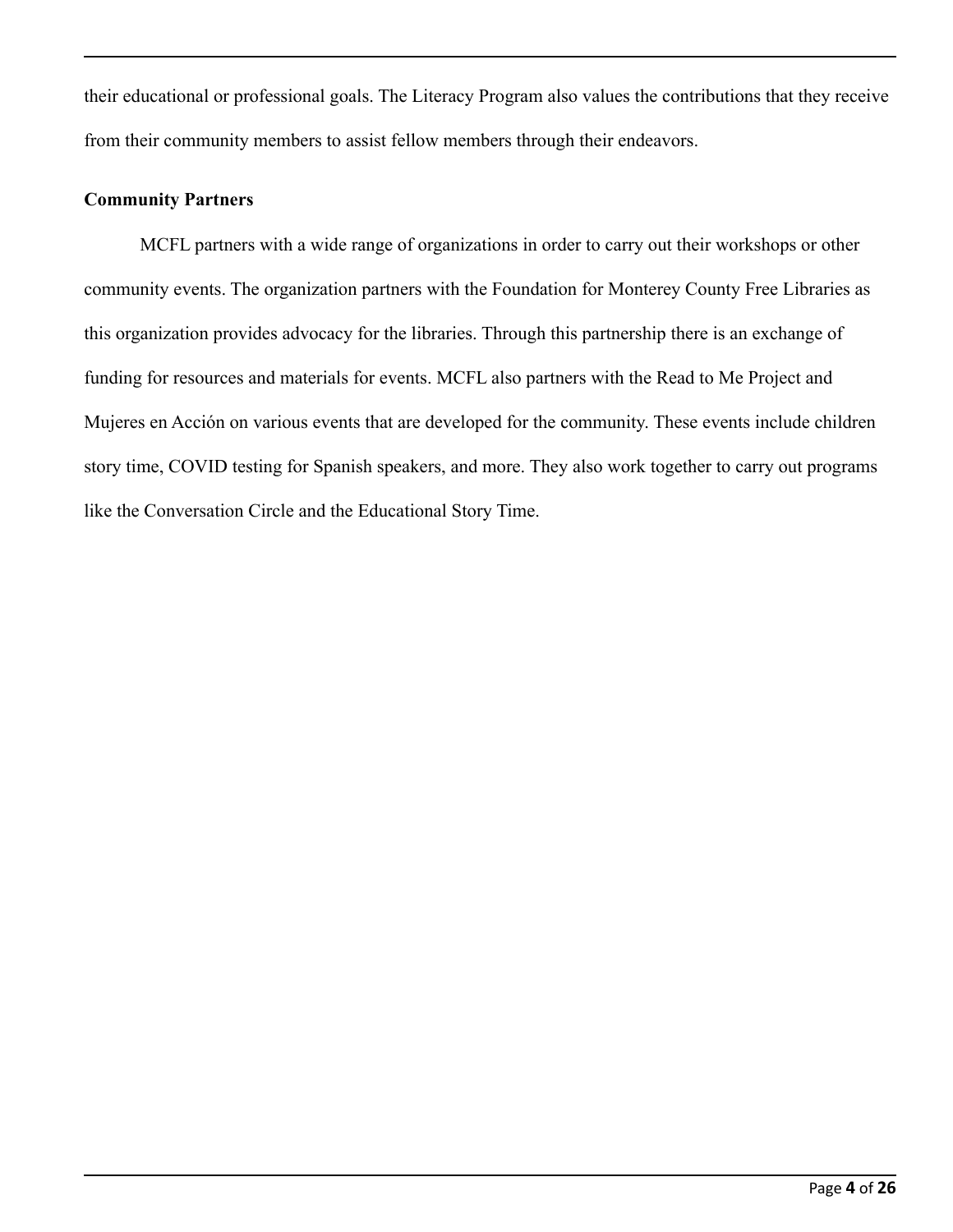their educational or professional goals. The Literacy Program also values the contributions that they receive from their community members to assist fellow members through their endeavors.

**Community Partners**

MCFL partners with a wide range of organizations in order to carry out their workshops or other community events. The organization partners with the Foundation for Monterey County Free Libraries as this organization provides advocacy for the libraries. Through this partnership there is an exchange of funding for resources and materials for events. MCFL also partners with the Read to Me Project and Mujeres en Acción on various events that are developed for the community. These events include children story time, COVID testing for Spanish speakers, and more. They also work together to carry out programs like the Conversation Circle and the Educational Story Time.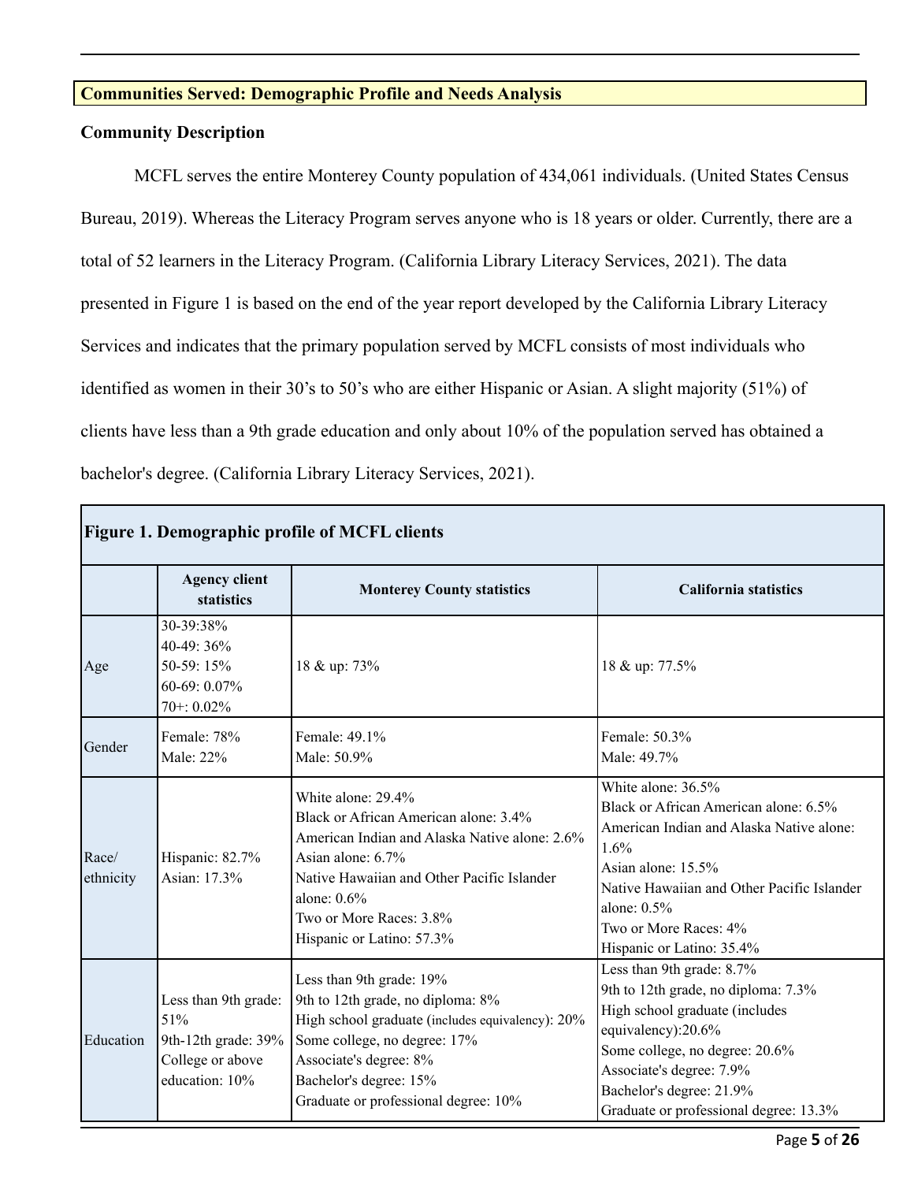## Communities Served: Demographic Profile and Needs Analysis

### Community Description

MCFL serves the entire Monterey County population of 434,061 individuals. (United States Census Bureau, 2019). Whereas the Literacy Program serves anyone who is 18 years or older. Currently, there are a total of 52 learners in the Literacy Program. (California Library Literacy Services, 2021). The data presented in Figure 1 is based on the end of the year report developed by the California Library Literacy Services and indicates that the primary population served by MCFL consists of most individuals who identified as women in their 30's to 50's who are either Hispanic or Asian. A slight majority (51%) of clients have less than a 9th grade education and only about 10% of the population served has obtained a bachelor's degree. (California Library Literacy Services, 2021).

**Figure 1. Demographic profile of MCFL clients**

| | Agency client statistics | Monterey County statistics | California statistics |
|---|---|---|---|
| Age | 30-39:38%<br>40-49: 36%<br>50-59: 15%<br>60-69: 0.07%<br>70+: 0.02% | 18 & up: 73% | 18 & up: 77.5% |
| Gender | Female: 78%<br>Male: 22% | Female: 49.1%<br>Male: 50.9% | Female: 50.3%<br>Male: 49.7% |
| Race/ ethnicity | Hispanic: 82.7%<br>Asian: 17.3% | White alone: 29.4%<br>Black or African American alone: 3.4%<br>American Indian and Alaska Native alone: 2.6%<br>Asian alone: 6.7%<br>Native Hawaiian and Other Pacific Islander alone: 0.6%<br>Two or More Races: 3.8%<br>Hispanic or Latino: 57.3% | White alone: 36.5%<br>Black or African American alone: 6.5%<br>American Indian and Alaska Native alone: 1.6%<br>Asian alone: 15.5%<br>Native Hawaiian and Other Pacific Islander alone: 0.5%<br>Two or More Races: 4%<br>Hispanic or Latino: 35.4% |
| Education | Less than 9th grade: 51%<br>9th-12th grade: 39%<br>College or above education: 10% | Less than 9th grade: 19%<br>9th to 12th grade, no diploma: 8%<br>High school graduate (includes equivalency): 20%<br>Some college, no degree: 17%<br>Associate's degree: 8%<br>Bachelor's degree: 15%<br>Graduate or professional degree: 10% | Less than 9th grade: 8.7%<br>9th to 12th grade, no diploma: 7.3%<br>High school graduate (includes equivalency):20.6%<br>Some college, no degree: 20.6%<br>Associate's degree: 7.9%<br>Bachelor's degree: 21.9%<br>Graduate or professional degree: 13.3% |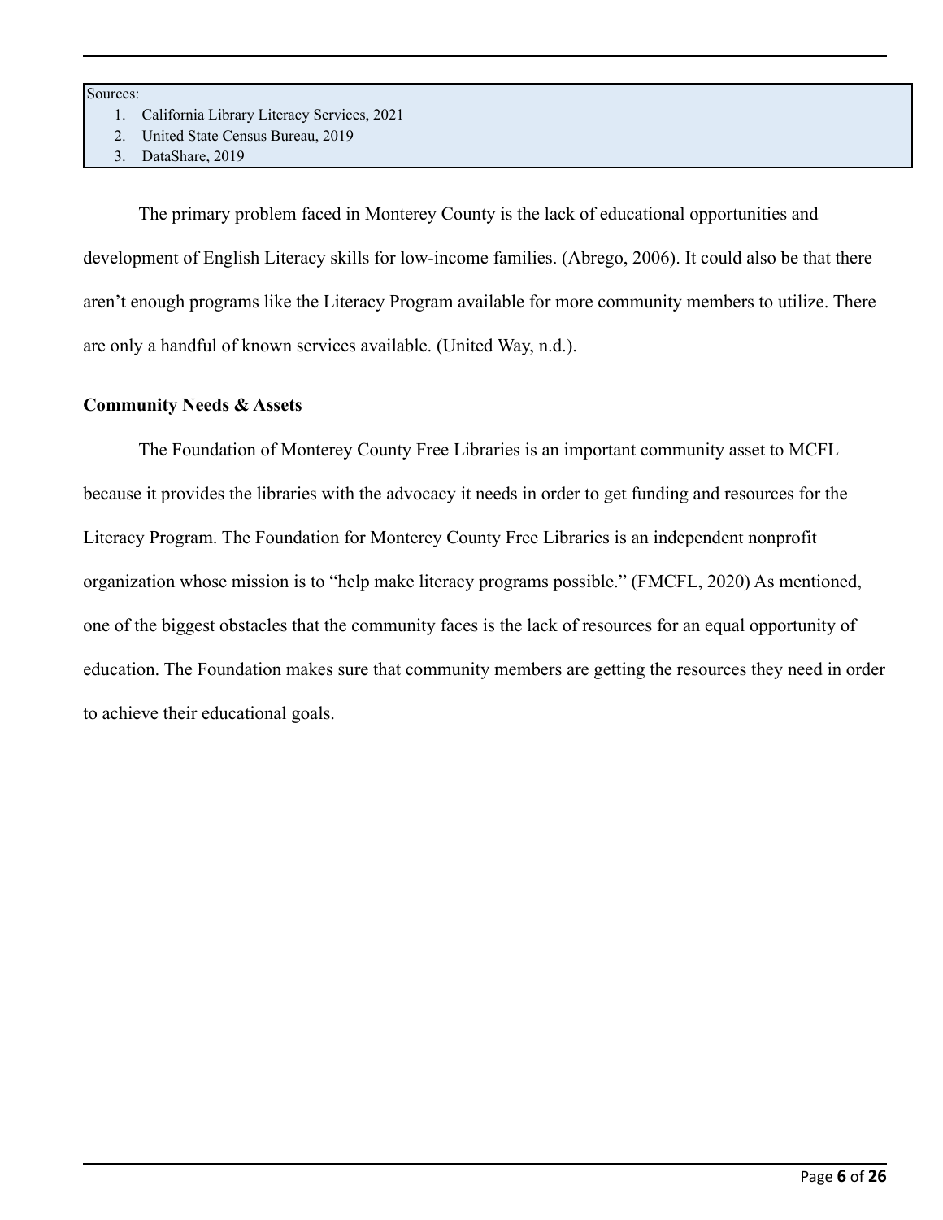Sources:

1. California Library Literacy Services, 2021
2. United State Census Bureau, 2019
3. DataShare, 2019

The primary problem faced in Monterey County is the lack of educational opportunities and development of English Literacy skills for low-income families. (Abrego, 2006). It could also be that there aren't enough programs like the Literacy Program available for more community members to utilize. There are only a handful of known services available. (United Way, n.d.).

**Community Needs & Assets**

The Foundation of Monterey County Free Libraries is an important community asset to MCFL because it provides the libraries with the advocacy it needs in order to get funding and resources for the Literacy Program. The Foundation for Monterey County Free Libraries is an independent nonprofit organization whose mission is to "help make literacy programs possible." (FMCFL, 2020) As mentioned, one of the biggest obstacles that the community faces is the lack of resources for an equal opportunity of education. The Foundation makes sure that community members are getting the resources they need in order to achieve their educational goals.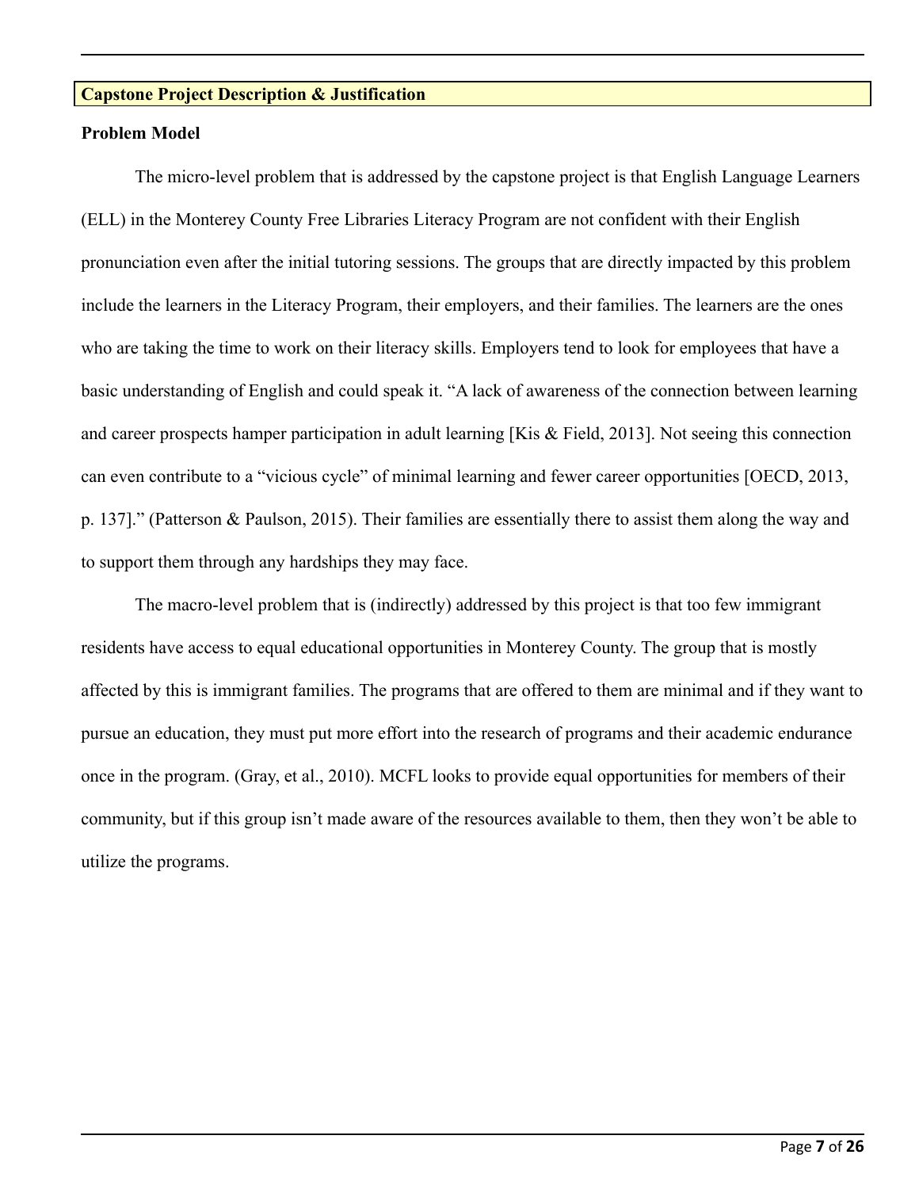## Capstone Project Description & Justification

### Problem Model

The micro-level problem that is addressed by the capstone project is that English Language Learners (ELL) in the Monterey County Free Libraries Literacy Program are not confident with their English pronunciation even after the initial tutoring sessions. The groups that are directly impacted by this problem include the learners in the Literacy Program, their employers, and their families. The learners are the ones who are taking the time to work on their literacy skills. Employers tend to look for employees that have a basic understanding of English and could speak it. "A lack of awareness of the connection between learning and career prospects hamper participation in adult learning [Kis & Field, 2013]. Not seeing this connection can even contribute to a "vicious cycle" of minimal learning and fewer career opportunities [OECD, 2013, p. 137]." (Patterson & Paulson, 2015). Their families are essentially there to assist them along the way and to support them through any hardships they may face.

The macro-level problem that is (indirectly) addressed by this project is that too few immigrant residents have access to equal educational opportunities in Monterey County. The group that is mostly affected by this is immigrant families. The programs that are offered to them are minimal and if they want to pursue an education, they must put more effort into the research of programs and their academic endurance once in the program. (Gray, et al., 2010). MCFL looks to provide equal opportunities for members of their community, but if this group isn't made aware of the resources available to them, then they won't be able to utilize the programs.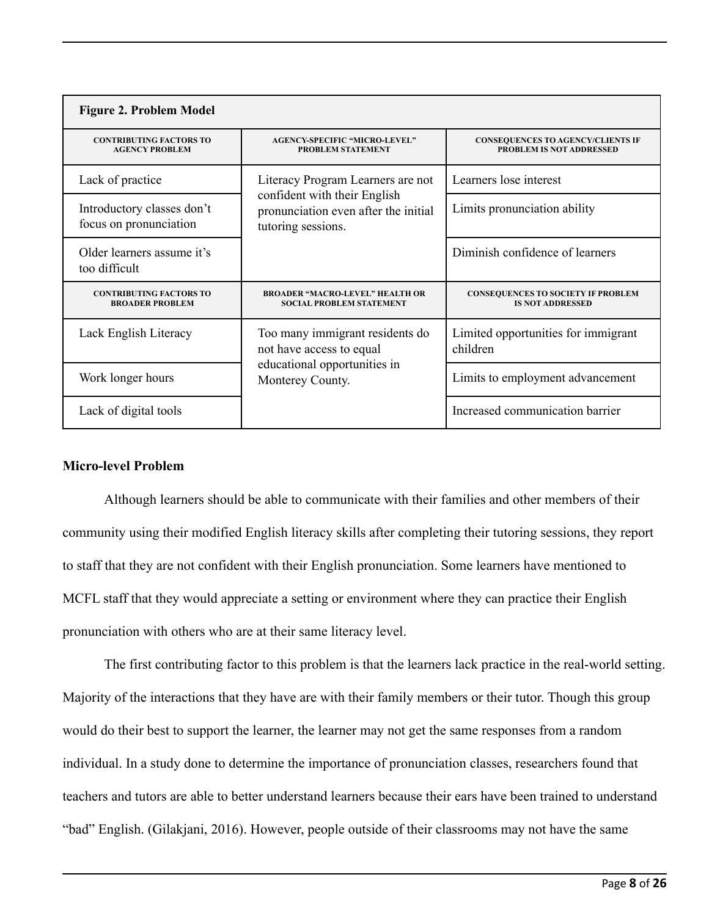**Figure 2. Problem Model**

| CONTRIBUTING FACTORS TO AGENCY PROBLEM | AGENCY-SPECIFIC "MICRO-LEVEL" PROBLEM STATEMENT | CONSEQUENCES TO AGENCY/CLIENTS IF PROBLEM IS NOT ADDRESSED |
|---|---|---|
| Lack of practice | Literacy Program Learners are not confident with their English pronunciation even after the initial tutoring sessions. | Learners lose interest |
| Introductory classes don't focus on pronunciation | | Limits pronunciation ability |
| Older learners assume it's too difficult | | Diminish confidence of learners |
| **CONTRIBUTING FACTORS TO BROADER PROBLEM** | **BROADER "MACRO-LEVEL" HEALTH OR SOCIAL PROBLEM STATEMENT** | **CONSEQUENCES TO SOCIETY IF PROBLEM IS NOT ADDRESSED** |
| Lack English Literacy | Too many immigrant residents do not have access to equal educational opportunities in Monterey County. | Limited opportunities for immigrant children |
| Work longer hours | | Limits to employment advancement |
| Lack of digital tools | | Increased communication barrier |

### Micro-level Problem

Although learners should be able to communicate with their families and other members of their community using their modified English literacy skills after completing their tutoring sessions, they report to staff that they are not confident with their English pronunciation. Some learners have mentioned to MCFL staff that they would appreciate a setting or environment where they can practice their English pronunciation with others who are at their same literacy level.

The first contributing factor to this problem is that the learners lack practice in the real-world setting. Majority of the interactions that they have are with their family members or their tutor. Though this group would do their best to support the learner, the learner may not get the same responses from a random individual. In a study done to determine the importance of pronunciation classes, researchers found that teachers and tutors are able to better understand learners because their ears have been trained to understand "bad" English. (Gilakjani, 2016). However, people outside of their classrooms may not have the same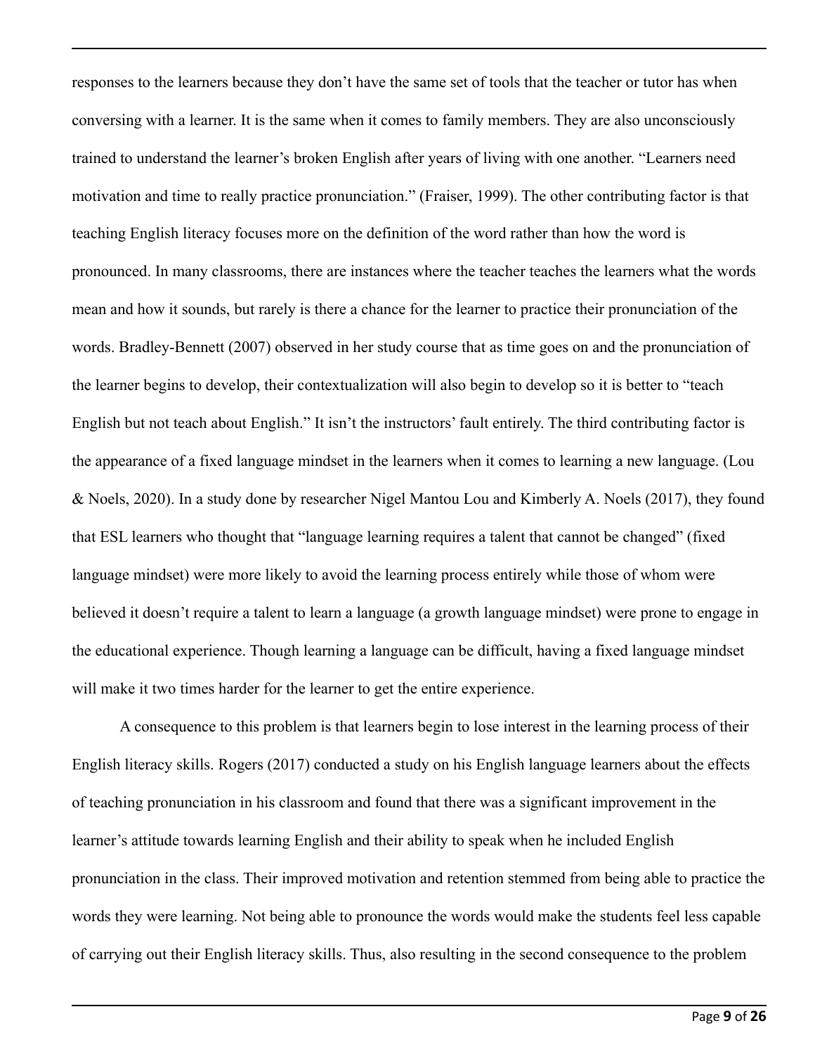responses to the learners because they don't have the same set of tools that the teacher or tutor has when conversing with a learner. It is the same when it comes to family members. They are also unconsciously trained to understand the learner's broken English after years of living with one another. "Learners need motivation and time to really practice pronunciation." (Fraiser, 1999). The other contributing factor is that teaching English literacy focuses more on the definition of the word rather than how the word is pronounced. In many classrooms, there are instances where the teacher teaches the learners what the words mean and how it sounds, but rarely is there a chance for the learner to practice their pronunciation of the words. Bradley-Bennett (2007) observed in her study course that as time goes on and the pronunciation of the learner begins to develop, their contextualization will also begin to develop so it is better to "teach English but not teach about English." It isn't the instructors' fault entirely. The third contributing factor is the appearance of a fixed language mindset in the learners when it comes to learning a new language. (Lou & Noels, 2020). In a study done by researcher Nigel Mantou Lou and Kimberly A. Noels (2017), they found that ESL learners who thought that "language learning requires a talent that cannot be changed" (fixed language mindset) were more likely to avoid the learning process entirely while those of whom were believed it doesn't require a talent to learn a language (a growth language mindset) were prone to engage in the educational experience. Though learning a language can be difficult, having a fixed language mindset will make it two times harder for the learner to get the entire experience.

A consequence to this problem is that learners begin to lose interest in the learning process of their English literacy skills. Rogers (2017) conducted a study on his English language learners about the effects of teaching pronunciation in his classroom and found that there was a significant improvement in the learner's attitude towards learning English and their ability to speak when he included English pronunciation in the class. Their improved motivation and retention stemmed from being able to practice the words they were learning. Not being able to pronounce the words would make the students feel less capable of carrying out their English literacy skills. Thus, also resulting in the second consequence to the problem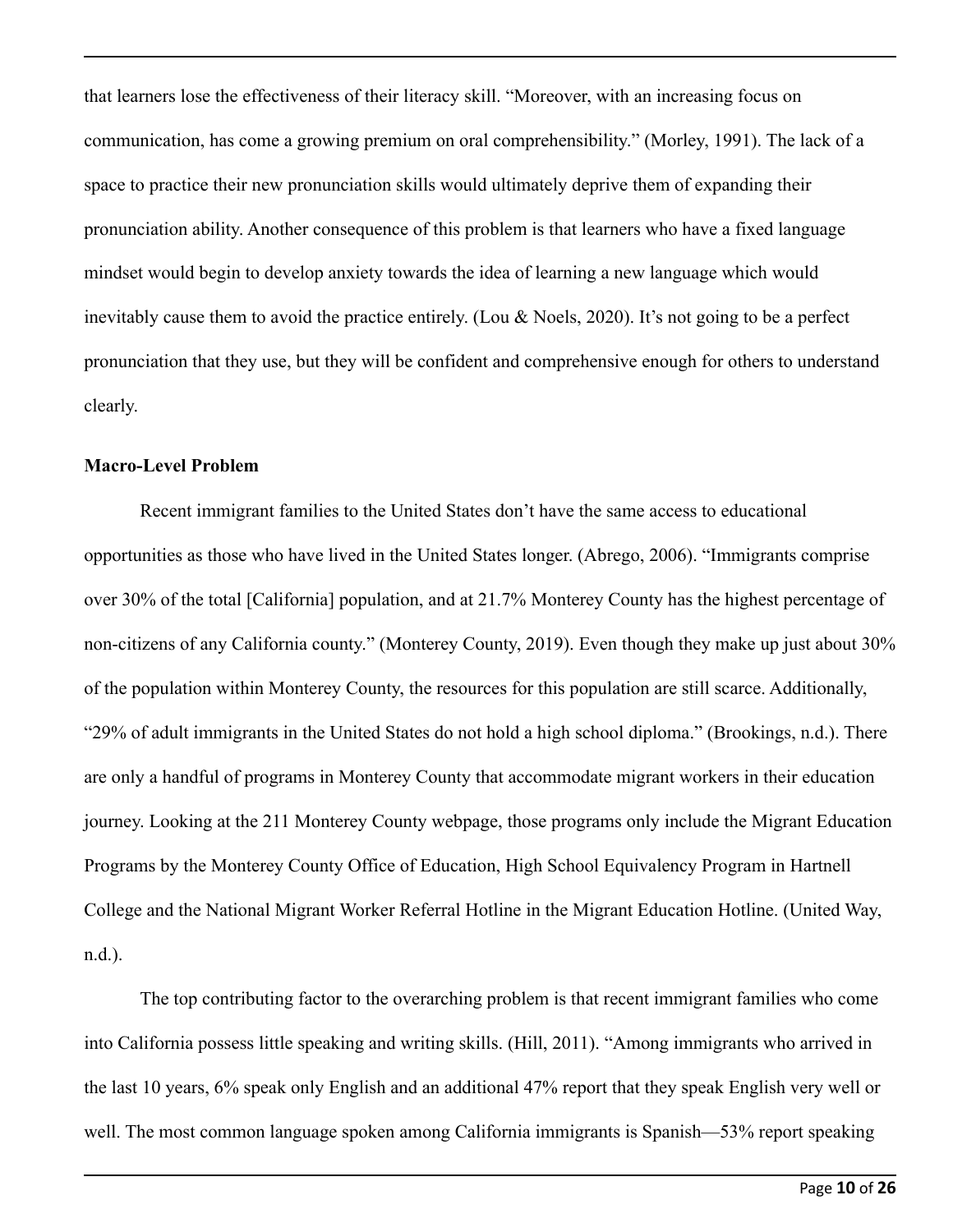that learners lose the effectiveness of their literacy skill. "Moreover, with an increasing focus on communication, has come a growing premium on oral comprehensibility." (Morley, 1991). The lack of a space to practice their new pronunciation skills would ultimately deprive them of expanding their pronunciation ability. Another consequence of this problem is that learners who have a fixed language mindset would begin to develop anxiety towards the idea of learning a new language which would inevitably cause them to avoid the practice entirely. (Lou & Noels, 2020). It's not going to be a perfect pronunciation that they use, but they will be confident and comprehensive enough for others to understand clearly.

**Macro-Level Problem**

Recent immigrant families to the United States don't have the same access to educational opportunities as those who have lived in the United States longer. (Abrego, 2006). "Immigrants comprise over 30% of the total [California] population, and at 21.7% Monterey County has the highest percentage of non-citizens of any California county." (Monterey County, 2019). Even though they make up just about 30% of the population within Monterey County, the resources for this population are still scarce. Additionally, "29% of adult immigrants in the United States do not hold a high school diploma." (Brookings, n.d.). There are only a handful of programs in Monterey County that accommodate migrant workers in their education journey. Looking at the 211 Monterey County webpage, those programs only include the Migrant Education Programs by the Monterey County Office of Education, High School Equivalency Program in Hartnell College and the National Migrant Worker Referral Hotline in the Migrant Education Hotline. (United Way, n.d.).

The top contributing factor to the overarching problem is that recent immigrant families who come into California possess little speaking and writing skills. (Hill, 2011). "Among immigrants who arrived in the last 10 years, 6% speak only English and an additional 47% report that they speak English very well or well. The most common language spoken among California immigrants is Spanish—53% report speaking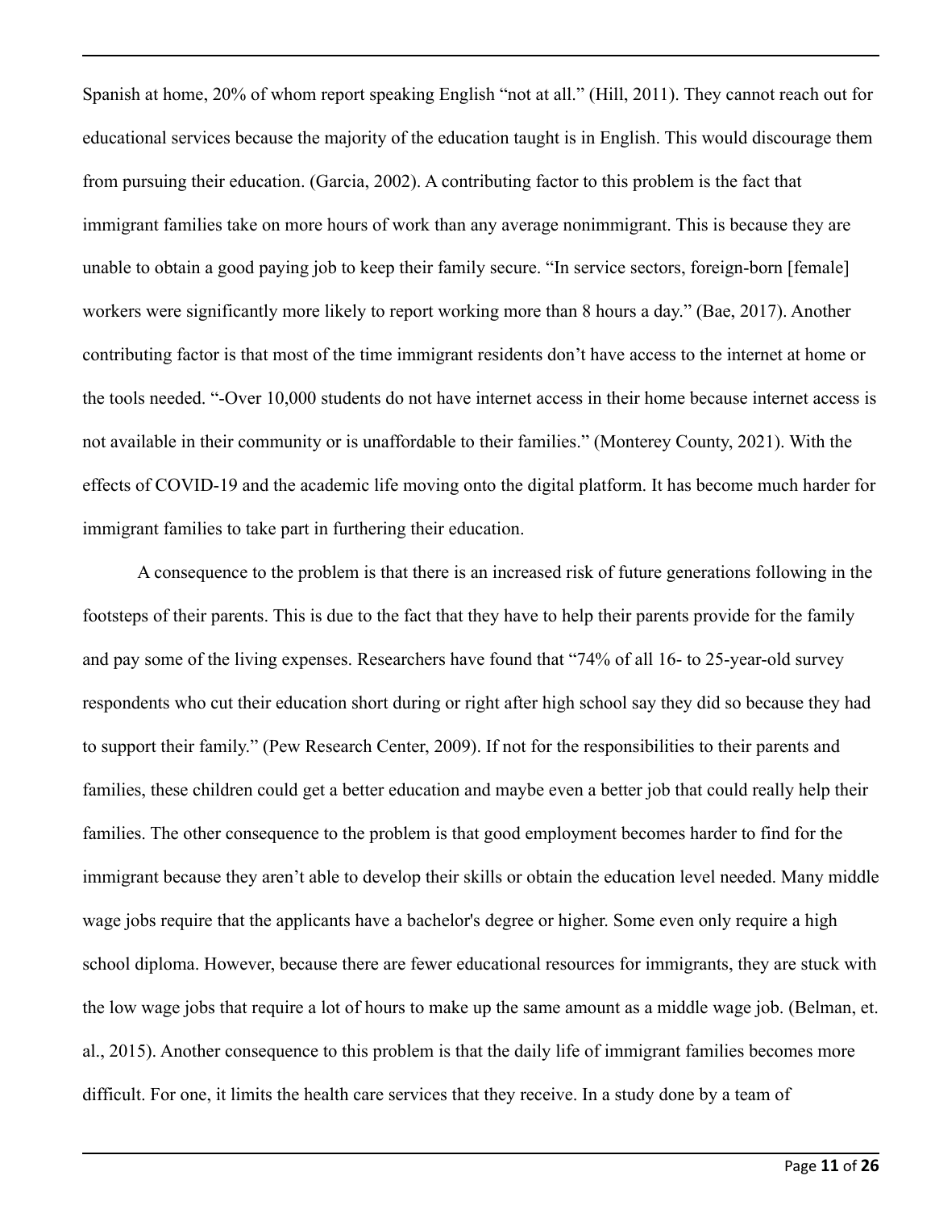Spanish at home, 20% of whom report speaking English “not at all.” (Hill, 2011). They cannot reach out for educational services because the majority of the education taught is in English. This would discourage them from pursuing their education. (Garcia, 2002). A contributing factor to this problem is the fact that immigrant families take on more hours of work than any average nonimmigrant. This is because they are unable to obtain a good paying job to keep their family secure. “In service sectors, foreign-born [female] workers were significantly more likely to report working more than 8 hours a day.” (Bae, 2017). Another contributing factor is that most of the time immigrant residents don’t have access to the internet at home or the tools needed. “-Over 10,000 students do not have internet access in their home because internet access is not available in their community or is unaffordable to their families.” (Monterey County, 2021). With the effects of COVID-19 and the academic life moving onto the digital platform. It has become much harder for immigrant families to take part in furthering their education.

A consequence to the problem is that there is an increased risk of future generations following in the footsteps of their parents. This is due to the fact that they have to help their parents provide for the family and pay some of the living expenses. Researchers have found that “74% of all 16- to 25-year-old survey respondents who cut their education short during or right after high school say they did so because they had to support their family.” (Pew Research Center, 2009). If not for the responsibilities to their parents and families, these children could get a better education and maybe even a better job that could really help their families. The other consequence to the problem is that good employment becomes harder to find for the immigrant because they aren’t able to develop their skills or obtain the education level needed. Many middle wage jobs require that the applicants have a bachelor's degree or higher. Some even only require a high school diploma. However, because there are fewer educational resources for immigrants, they are stuck with the low wage jobs that require a lot of hours to make up the same amount as a middle wage job. (Belman, et. al., 2015). Another consequence to this problem is that the daily life of immigrant families becomes more difficult. For one, it limits the health care services that they receive. In a study done by a team of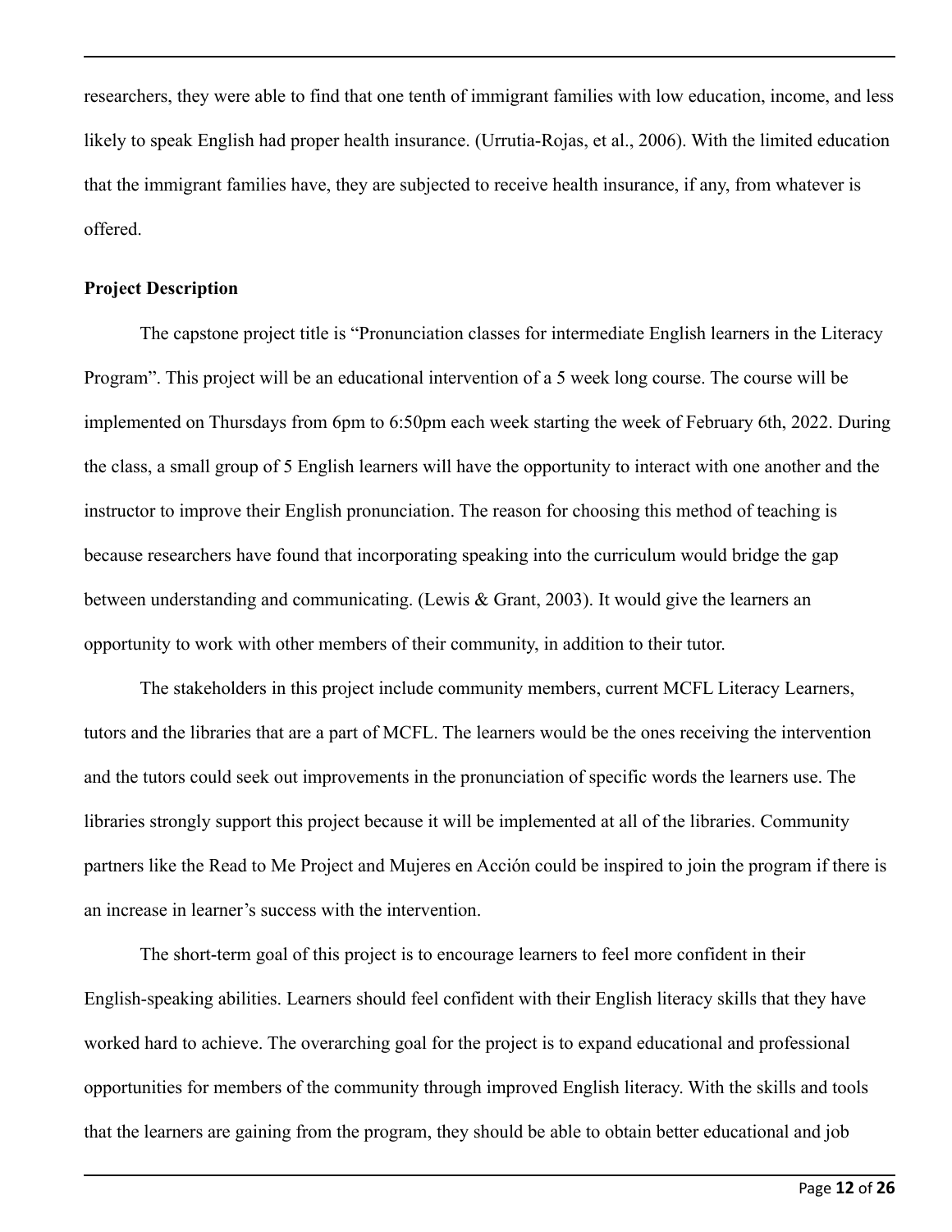researchers, they were able to find that one tenth of immigrant families with low education, income, and less likely to speak English had proper health insurance. (Urrutia-Rojas, et al., 2006). With the limited education that the immigrant families have, they are subjected to receive health insurance, if any, from whatever is offered.

**Project Description**

The capstone project title is "Pronunciation classes for intermediate English learners in the Literacy Program". This project will be an educational intervention of a 5 week long course. The course will be implemented on Thursdays from 6pm to 6:50pm each week starting the week of February 6th, 2022. During the class, a small group of 5 English learners will have the opportunity to interact with one another and the instructor to improve their English pronunciation. The reason for choosing this method of teaching is because researchers have found that incorporating speaking into the curriculum would bridge the gap between understanding and communicating. (Lewis & Grant, 2003). It would give the learners an opportunity to work with other members of their community, in addition to their tutor.

The stakeholders in this project include community members, current MCFL Literacy Learners, tutors and the libraries that are a part of MCFL. The learners would be the ones receiving the intervention and the tutors could seek out improvements in the pronunciation of specific words the learners use. The libraries strongly support this project because it will be implemented at all of the libraries. Community partners like the Read to Me Project and Mujeres en Acción could be inspired to join the program if there is an increase in learner's success with the intervention.

The short-term goal of this project is to encourage learners to feel more confident in their English-speaking abilities. Learners should feel confident with their English literacy skills that they have worked hard to achieve. The overarching goal for the project is to expand educational and professional opportunities for members of the community through improved English literacy. With the skills and tools that the learners are gaining from the program, they should be able to obtain better educational and job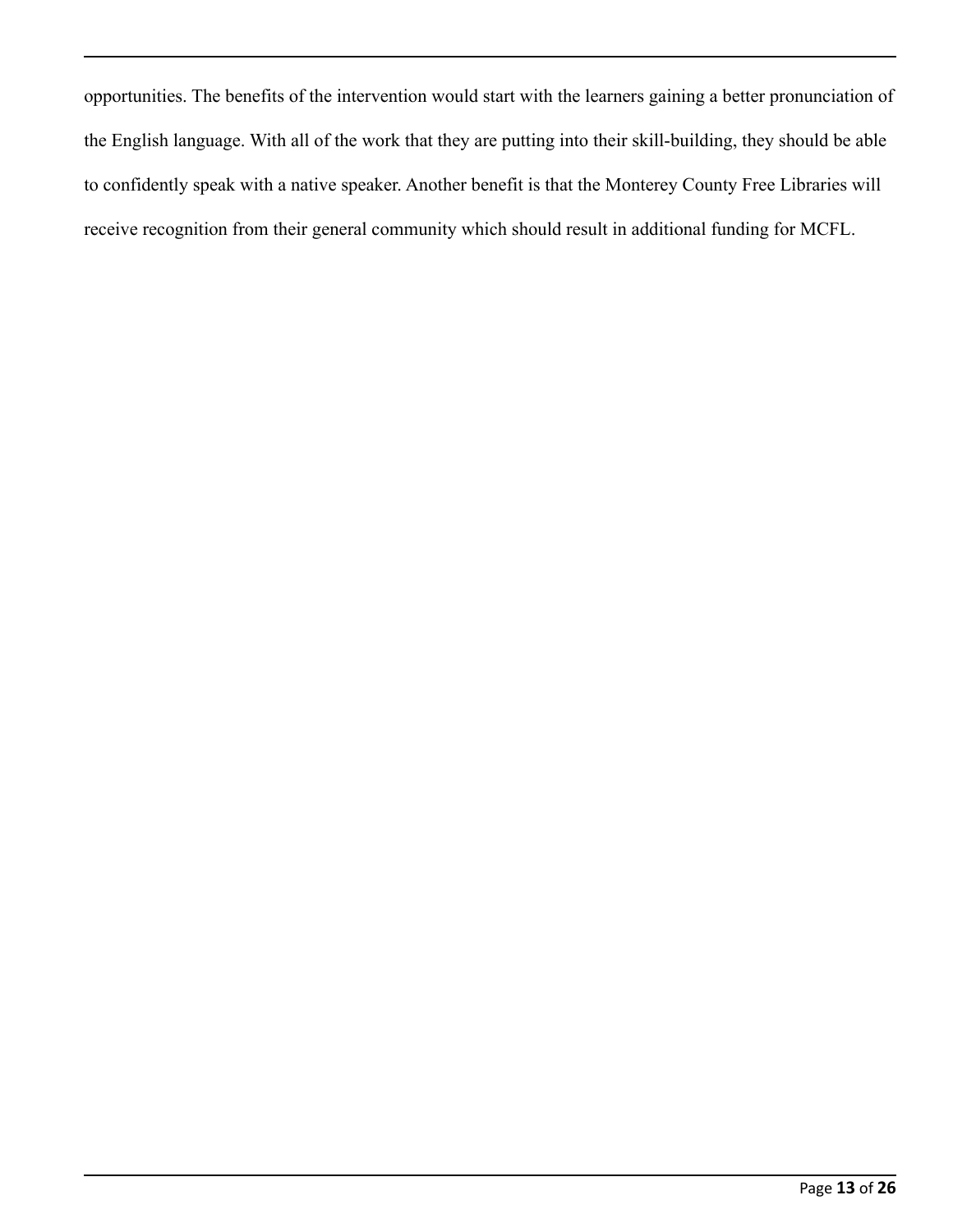opportunities. The benefits of the intervention would start with the learners gaining a better pronunciation of the English language. With all of the work that they are putting into their skill-building, they should be able to confidently speak with a native speaker. Another benefit is that the Monterey County Free Libraries will receive recognition from their general community which should result in additional funding for MCFL.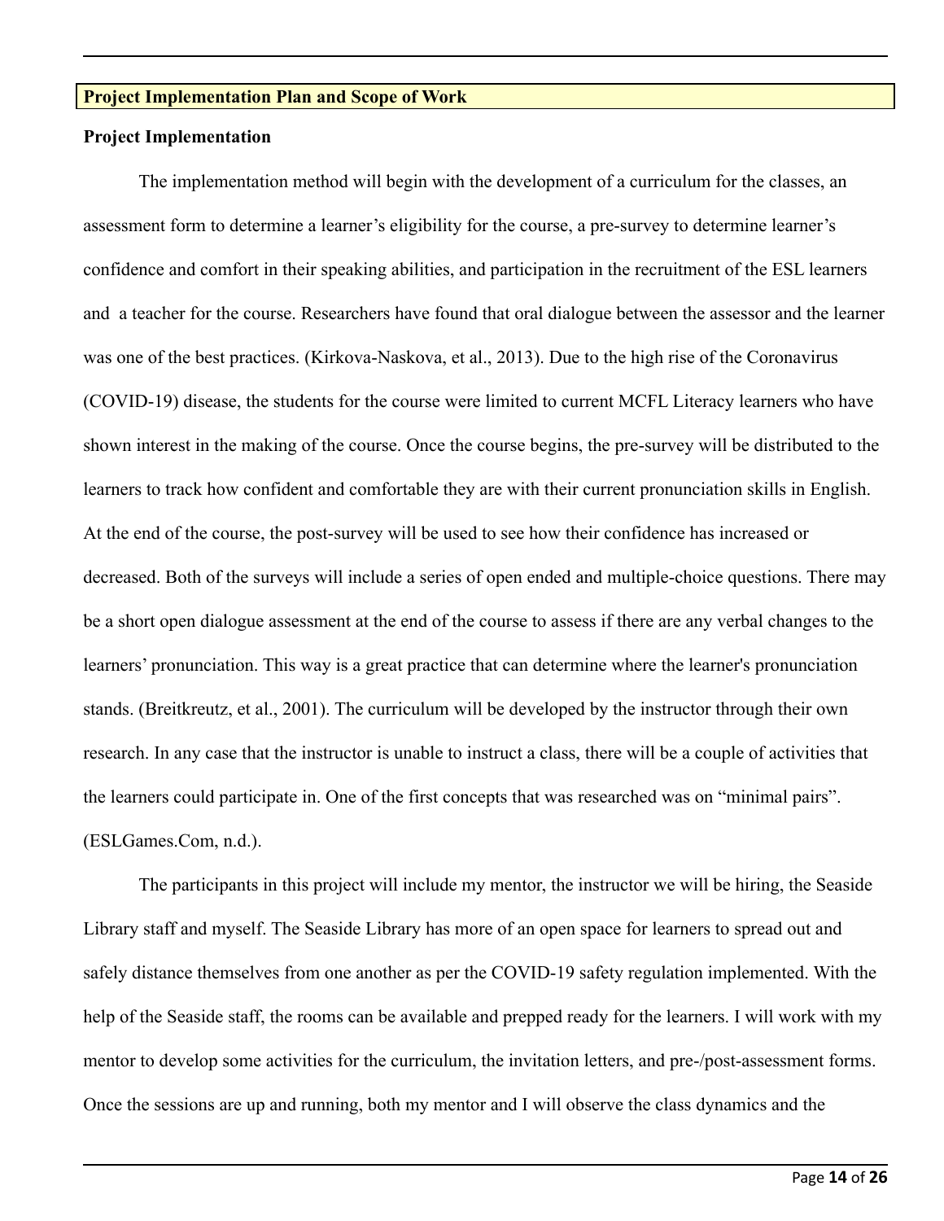## Project Implementation Plan and Scope of Work

### Project Implementation

The implementation method will begin with the development of a curriculum for the classes, an assessment form to determine a learner's eligibility for the course, a pre-survey to determine learner's confidence and comfort in their speaking abilities, and participation in the recruitment of the ESL learners and a teacher for the course. Researchers have found that oral dialogue between the assessor and the learner was one of the best practices. (Kirkova-Naskova, et al., 2013). Due to the high rise of the Coronavirus (COVID-19) disease, the students for the course were limited to current MCFL Literacy learners who have shown interest in the making of the course. Once the course begins, the pre-survey will be distributed to the learners to track how confident and comfortable they are with their current pronunciation skills in English. At the end of the course, the post-survey will be used to see how their confidence has increased or decreased. Both of the surveys will include a series of open ended and multiple-choice questions. There may be a short open dialogue assessment at the end of the course to assess if there are any verbal changes to the learners' pronunciation. This way is a great practice that can determine where the learner's pronunciation stands. (Breitkreutz, et al., 2001). The curriculum will be developed by the instructor through their own research. In any case that the instructor is unable to instruct a class, there will be a couple of activities that the learners could participate in. One of the first concepts that was researched was on "minimal pairs". (ESLGames.Com, n.d.).

The participants in this project will include my mentor, the instructor we will be hiring, the Seaside Library staff and myself. The Seaside Library has more of an open space for learners to spread out and safely distance themselves from one another as per the COVID-19 safety regulation implemented. With the help of the Seaside staff, the rooms can be available and prepped ready for the learners. I will work with my mentor to develop some activities for the curriculum, the invitation letters, and pre-/post-assessment forms. Once the sessions are up and running, both my mentor and I will observe the class dynamics and the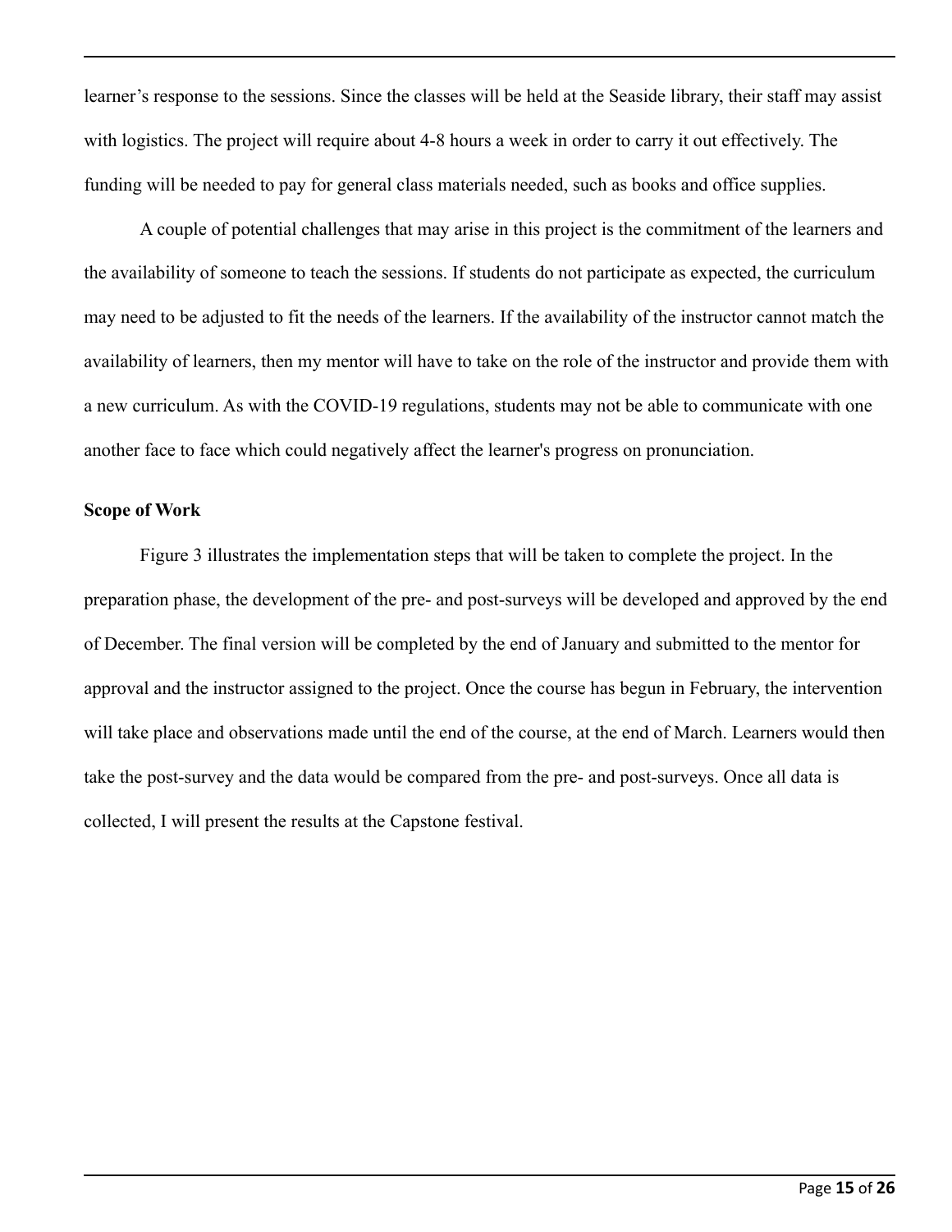learner's response to the sessions. Since the classes will be held at the Seaside library, their staff may assist with logistics. The project will require about 4-8 hours a week in order to carry it out effectively. The funding will be needed to pay for general class materials needed, such as books and office supplies.

A couple of potential challenges that may arise in this project is the commitment of the learners and the availability of someone to teach the sessions. If students do not participate as expected, the curriculum may need to be adjusted to fit the needs of the learners. If the availability of the instructor cannot match the availability of learners, then my mentor will have to take on the role of the instructor and provide them with a new curriculum. As with the COVID-19 regulations, students may not be able to communicate with one another face to face which could negatively affect the learner's progress on pronunciation.

**Scope of Work**

Figure 3 illustrates the implementation steps that will be taken to complete the project. In the preparation phase, the development of the pre- and post-surveys will be developed and approved by the end of December. The final version will be completed by the end of January and submitted to the mentor for approval and the instructor assigned to the project. Once the course has begun in February, the intervention will take place and observations made until the end of the course, at the end of March. Learners would then take the post-survey and the data would be compared from the pre- and post-surveys. Once all data is collected, I will present the results at the Capstone festival.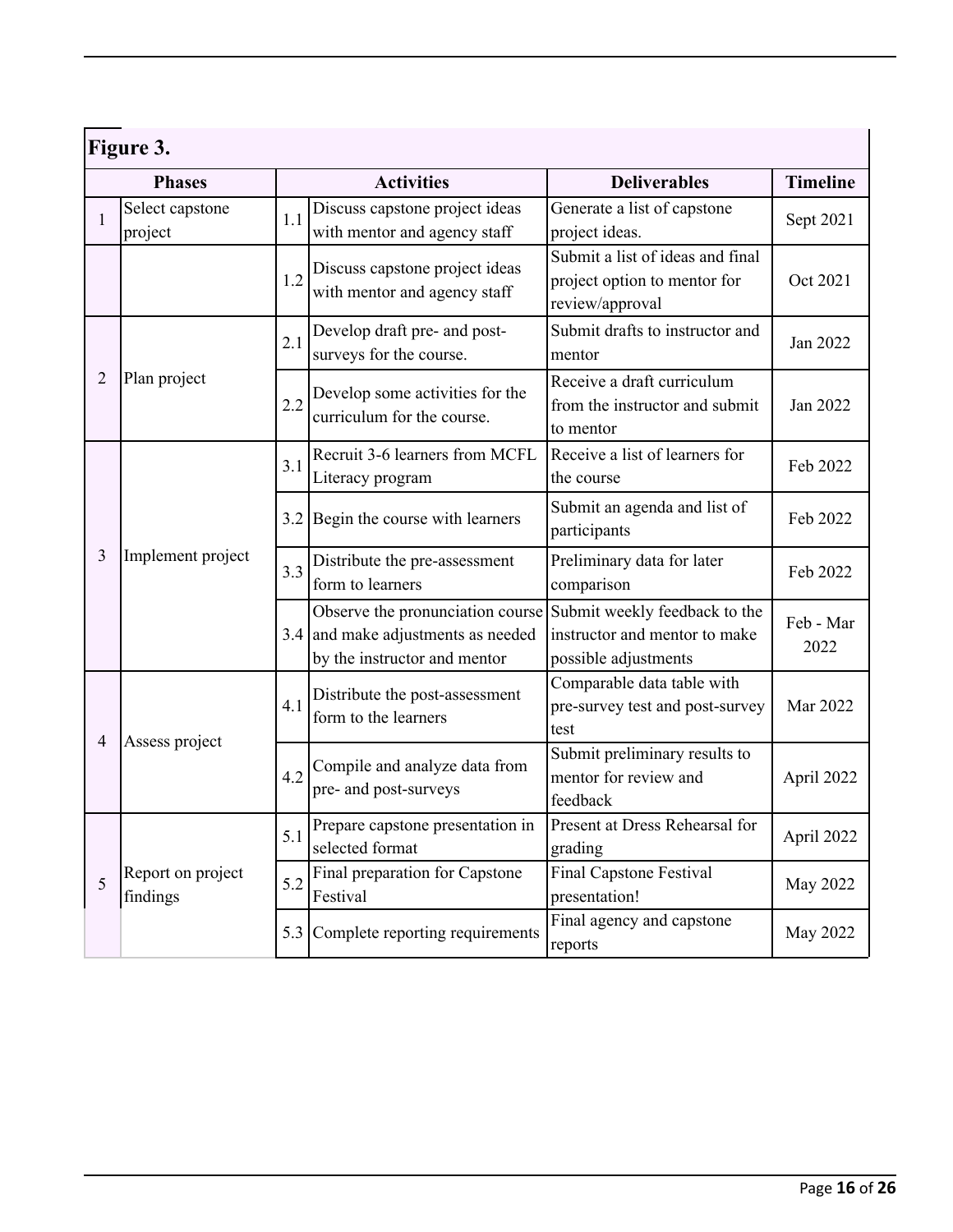**Figure 3.**

| Phases | | Activities | | Deliverables | Timeline |
|---|---|---|---|---|---|
| 1 | Select capstone project | 1.1 | Discuss capstone project ideas with mentor and agency staff | Generate a list of capstone project ideas. | Sept 2021 |
| | | 1.2 | Discuss capstone project ideas with mentor and agency staff | Submit a list of ideas and final project option to mentor for review/approval | Oct 2021 |
| 2 | Plan project | 2.1 | Develop draft pre- and post-surveys for the course. | Submit drafts to instructor and mentor | Jan 2022 |
| | | 2.2 | Develop some activities for the curriculum for the course. | Receive a draft curriculum from the instructor and submit to mentor | Jan 2022 |
| 3 | Implement project | 3.1 | Recruit 3-6 learners from MCFL Literacy program | Receive a list of learners for the course | Feb 2022 |
| | | 3.2 | Begin the course with learners | Submit an agenda and list of participants | Feb 2022 |
| | | 3.3 | Distribute the pre-assessment form to learners | Preliminary data for later comparison | Feb 2022 |
| | | 3.4 | Observe the pronunciation course and make adjustments as needed by the instructor and mentor | Submit weekly feedback to the instructor and mentor to make possible adjustments | Feb - Mar 2022 |
| 4 | Assess project | 4.1 | Distribute the post-assessment form to the learners | Comparable data table with pre-survey test and post-survey test | Mar 2022 |
| | | 4.2 | Compile and analyze data from pre- and post-surveys | Submit preliminary results to mentor for review and feedback | April 2022 |
| 5 | Report on project findings | 5.1 | Prepare capstone presentation in selected format | Present at Dress Rehearsal for grading | April 2022 |
| | | 5.2 | Final preparation for Capstone Festival | Final Capstone Festival presentation! | May 2022 |
| | | 5.3 | Complete reporting requirements | Final agency and capstone reports | May 2022 |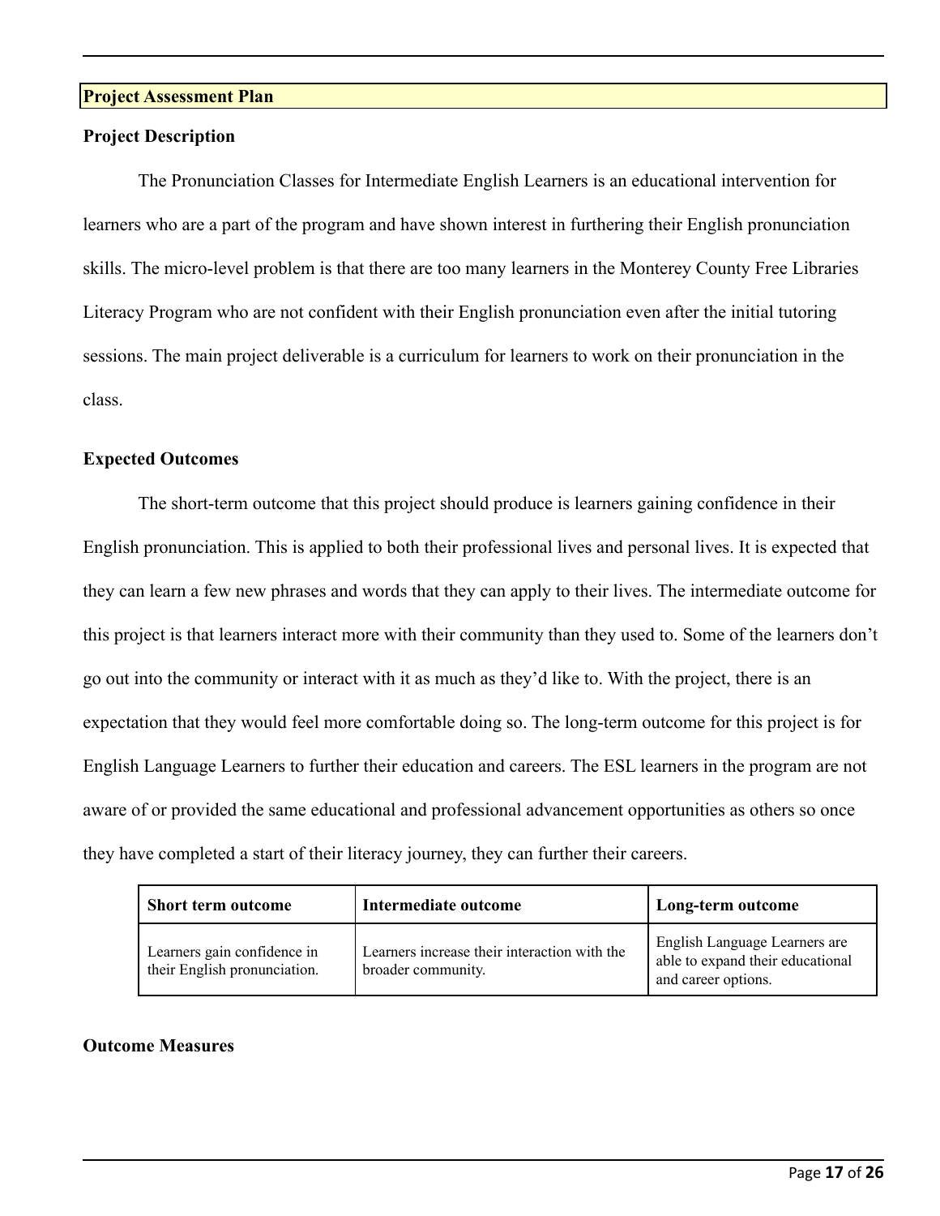## Project Assessment Plan

### Project Description

The Pronunciation Classes for Intermediate English Learners is an educational intervention for learners who are a part of the program and have shown interest in furthering their English pronunciation skills. The micro-level problem is that there are too many learners in the Monterey County Free Libraries Literacy Program who are not confident with their English pronunciation even after the initial tutoring sessions. The main project deliverable is a curriculum for learners to work on their pronunciation in the class.

### Expected Outcomes

The short-term outcome that this project should produce is learners gaining confidence in their English pronunciation. This is applied to both their professional lives and personal lives. It is expected that they can learn a few new phrases and words that they can apply to their lives. The intermediate outcome for this project is that learners interact more with their community than they used to. Some of the learners don't go out into the community or interact with it as much as they'd like to. With the project, there is an expectation that they would feel more comfortable doing so. The long-term outcome for this project is for English Language Learners to further their education and careers. The ESL learners in the program are not aware of or provided the same educational and professional advancement opportunities as others so once they have completed a start of their literacy journey, they can further their careers.

| Short term outcome | Intermediate outcome | Long-term outcome |
| --- | --- | --- |
| Learners gain confidence in their English pronunciation. | Learners increase their interaction with the broader community. | English Language Learners are able to expand their educational and career options. |

### Outcome Measures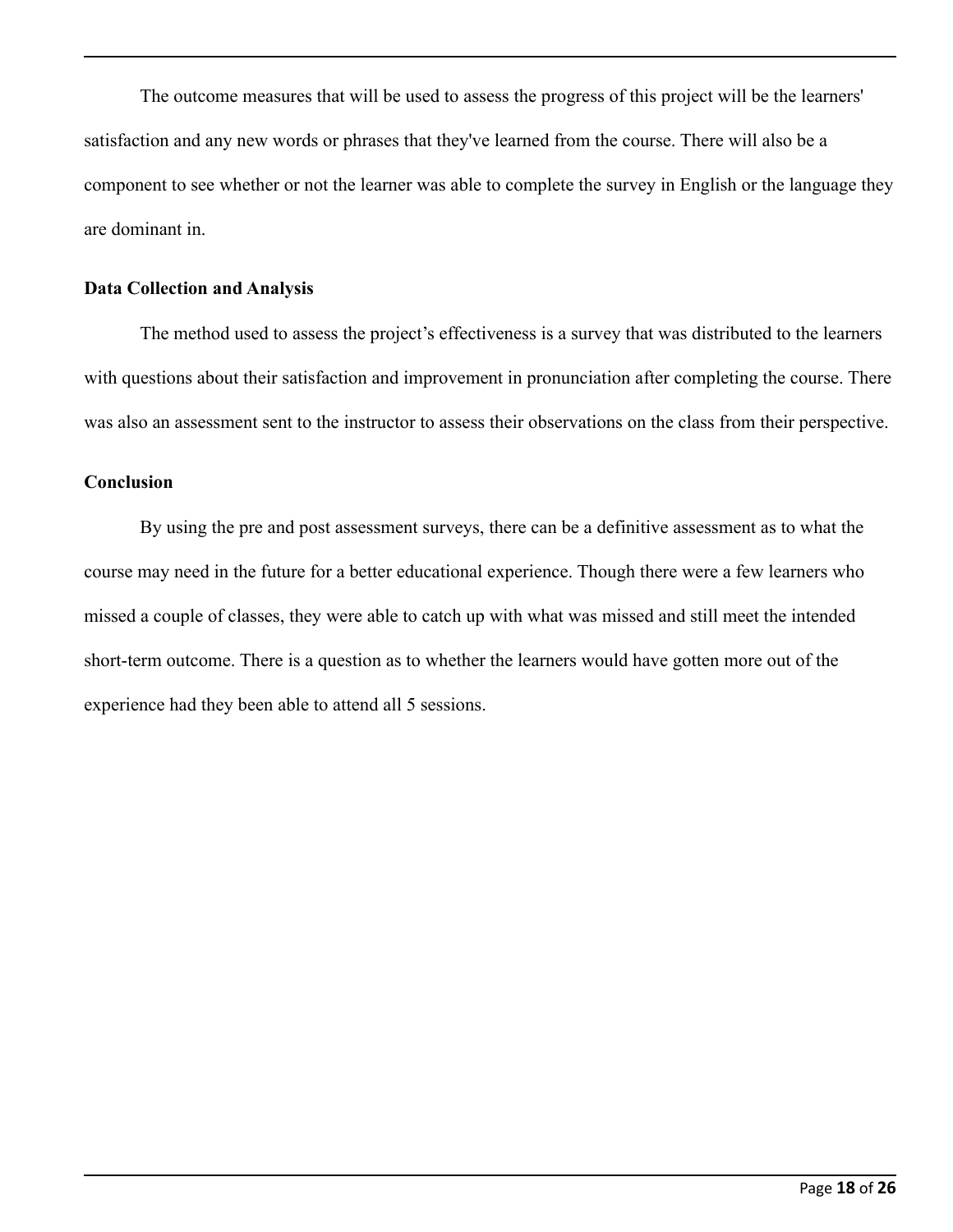The outcome measures that will be used to assess the progress of this project will be the learners' satisfaction and any new words or phrases that they've learned from the course. There will also be a component to see whether or not the learner was able to complete the survey in English or the language they are dominant in.

**Data Collection and Analysis**

The method used to assess the project's effectiveness is a survey that was distributed to the learners with questions about their satisfaction and improvement in pronunciation after completing the course. There was also an assessment sent to the instructor to assess their observations on the class from their perspective.

**Conclusion**

By using the pre and post assessment surveys, there can be a definitive assessment as to what the course may need in the future for a better educational experience. Though there were a few learners who missed a couple of classes, they were able to catch up with what was missed and still meet the intended short-term outcome. There is a question as to whether the learners would have gotten more out of the experience had they been able to attend all 5 sessions.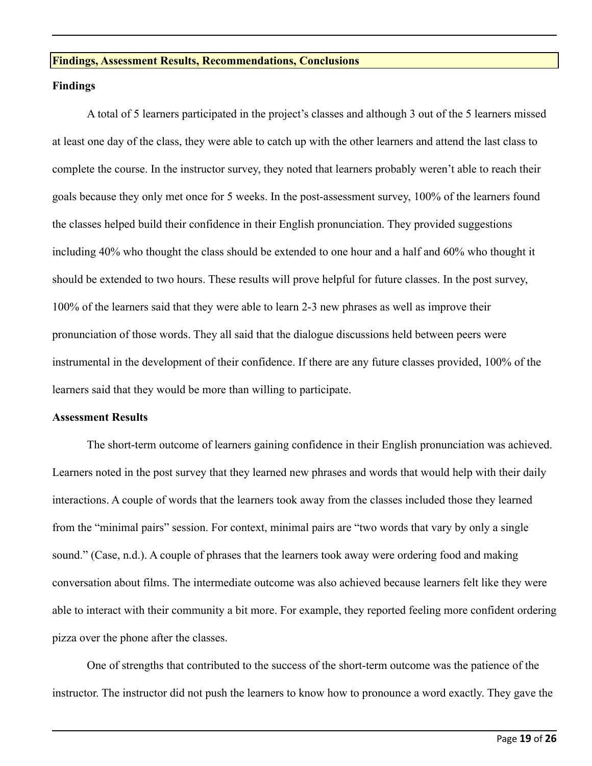## Findings, Assessment Results, Recommendations, Conclusions

### Findings

A total of 5 learners participated in the project's classes and although 3 out of the 5 learners missed at least one day of the class, they were able to catch up with the other learners and attend the last class to complete the course. In the instructor survey, they noted that learners probably weren't able to reach their goals because they only met once for 5 weeks. In the post-assessment survey, 100% of the learners found the classes helped build their confidence in their English pronunciation. They provided suggestions including 40% who thought the class should be extended to one hour and a half and 60% who thought it should be extended to two hours. These results will prove helpful for future classes. In the post survey, 100% of the learners said that they were able to learn 2-3 new phrases as well as improve their pronunciation of those words. They all said that the dialogue discussions held between peers were instrumental in the development of their confidence. If there are any future classes provided, 100% of the learners said that they would be more than willing to participate.

### Assessment Results

The short-term outcome of learners gaining confidence in their English pronunciation was achieved. Learners noted in the post survey that they learned new phrases and words that would help with their daily interactions. A couple of words that the learners took away from the classes included those they learned from the "minimal pairs" session. For context, minimal pairs are "two words that vary by only a single sound." (Case, n.d.). A couple of phrases that the learners took away were ordering food and making conversation about films. The intermediate outcome was also achieved because learners felt like they were able to interact with their community a bit more. For example, they reported feeling more confident ordering pizza over the phone after the classes.

One of strengths that contributed to the success of the short-term outcome was the patience of the instructor. The instructor did not push the learners to know how to pronounce a word exactly. They gave the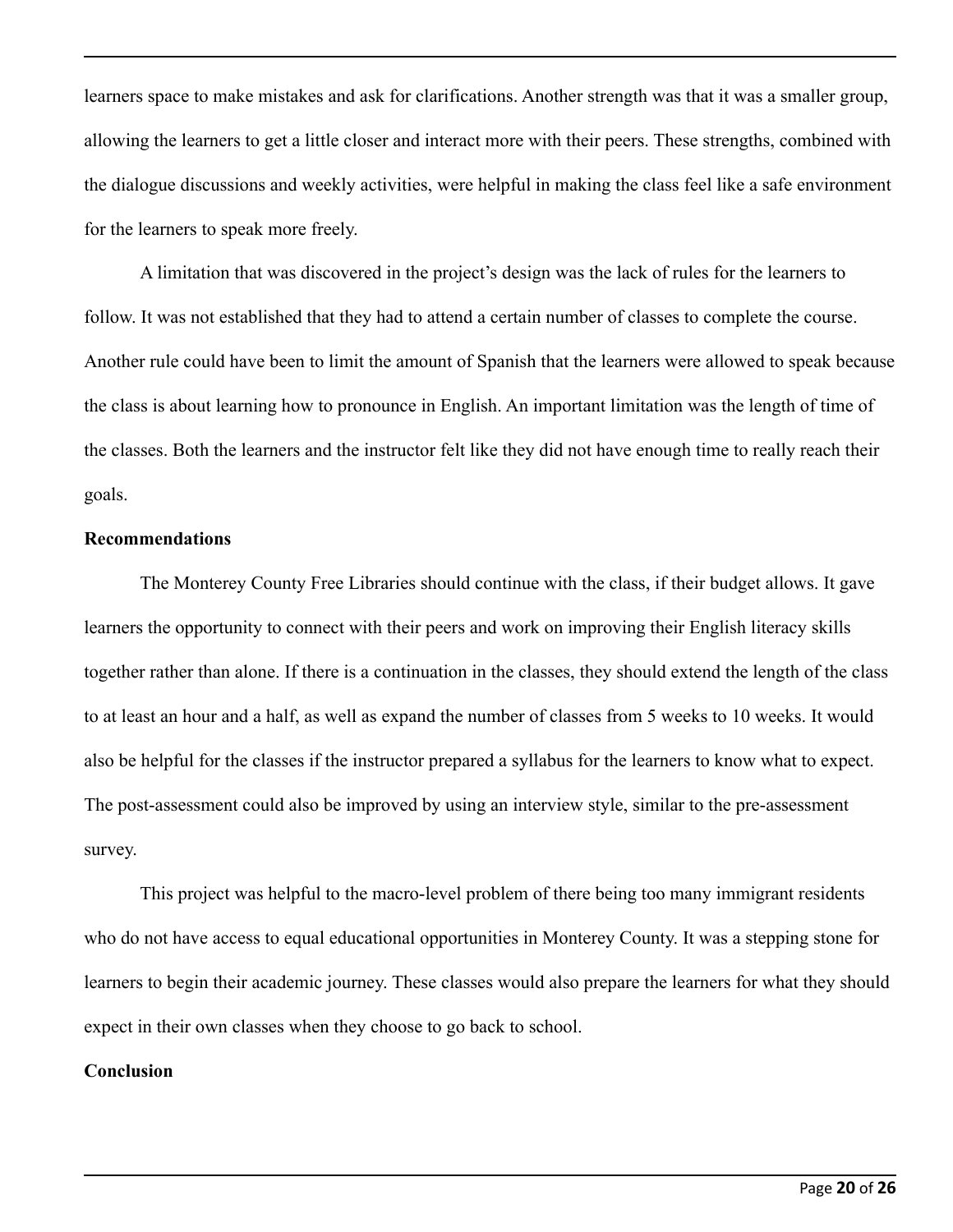learners space to make mistakes and ask for clarifications. Another strength was that it was a smaller group, allowing the learners to get a little closer and interact more with their peers. These strengths, combined with the dialogue discussions and weekly activities, were helpful in making the class feel like a safe environment for the learners to speak more freely.

A limitation that was discovered in the project's design was the lack of rules for the learners to follow. It was not established that they had to attend a certain number of classes to complete the course. Another rule could have been to limit the amount of Spanish that the learners were allowed to speak because the class is about learning how to pronounce in English. An important limitation was the length of time of the classes. Both the learners and the instructor felt like they did not have enough time to really reach their goals.

**Recommendations**

The Monterey County Free Libraries should continue with the class, if their budget allows. It gave learners the opportunity to connect with their peers and work on improving their English literacy skills together rather than alone. If there is a continuation in the classes, they should extend the length of the class to at least an hour and a half, as well as expand the number of classes from 5 weeks to 10 weeks. It would also be helpful for the classes if the instructor prepared a syllabus for the learners to know what to expect. The post-assessment could also be improved by using an interview style, similar to the pre-assessment survey.

This project was helpful to the macro-level problem of there being too many immigrant residents who do not have access to equal educational opportunities in Monterey County. It was a stepping stone for learners to begin their academic journey. These classes would also prepare the learners for what they should expect in their own classes when they choose to go back to school.

**Conclusion**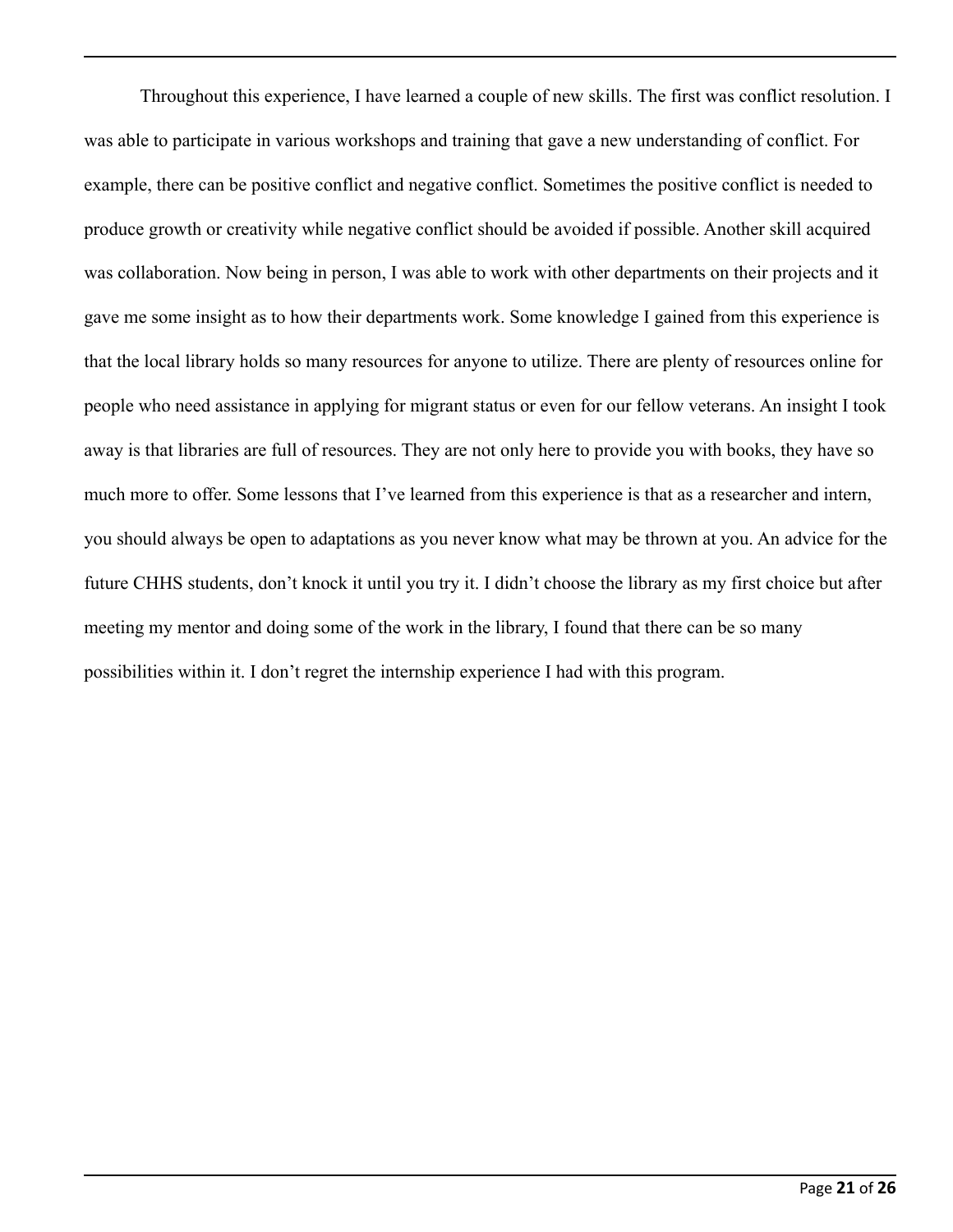Throughout this experience, I have learned a couple of new skills. The first was conflict resolution. I was able to participate in various workshops and training that gave a new understanding of conflict. For example, there can be positive conflict and negative conflict. Sometimes the positive conflict is needed to produce growth or creativity while negative conflict should be avoided if possible. Another skill acquired was collaboration. Now being in person, I was able to work with other departments on their projects and it gave me some insight as to how their departments work. Some knowledge I gained from this experience is that the local library holds so many resources for anyone to utilize. There are plenty of resources online for people who need assistance in applying for migrant status or even for our fellow veterans. An insight I took away is that libraries are full of resources. They are not only here to provide you with books, they have so much more to offer. Some lessons that I've learned from this experience is that as a researcher and intern, you should always be open to adaptations as you never know what may be thrown at you. An advice for the future CHHS students, don't knock it until you try it. I didn't choose the library as my first choice but after meeting my mentor and doing some of the work in the library, I found that there can be so many possibilities within it. I don't regret the internship experience I had with this program.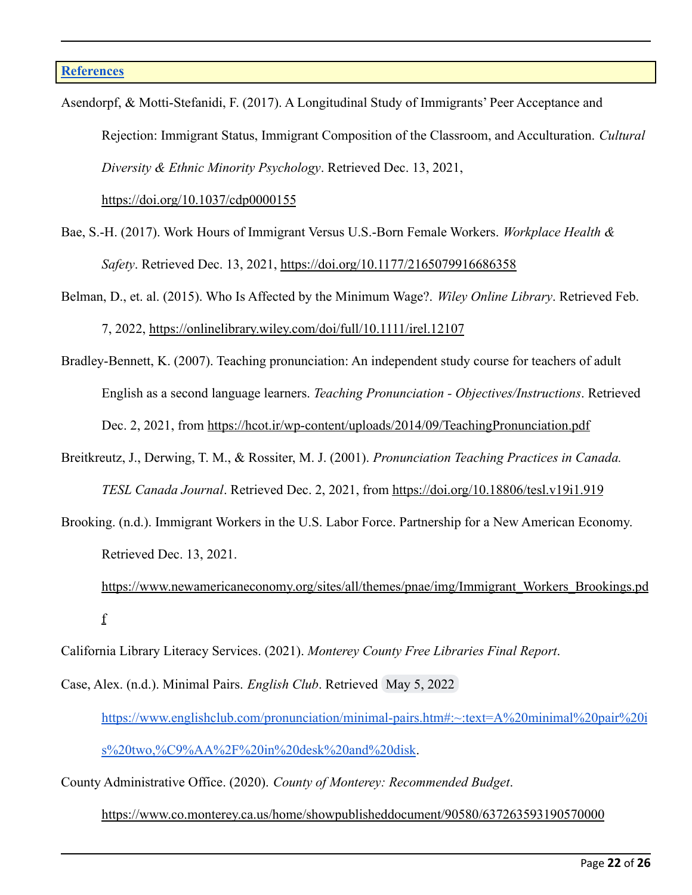## References

Asendorpf, & Motti-Stefanidi, F. (2017). A Longitudinal Study of Immigrants' Peer Acceptance and Rejection: Immigrant Status, Immigrant Composition of the Classroom, and Acculturation. *Cultural Diversity & Ethnic Minority Psychology*. Retrieved Dec. 13, 2021, https://doi.org/10.1037/cdp0000155

Bae, S.-H. (2017). Work Hours of Immigrant Versus U.S.-Born Female Workers. *Workplace Health & Safety*. Retrieved Dec. 13, 2021, https://doi.org/10.1177/2165079916686358

Belman, D., et. al. (2015). Who Is Affected by the Minimum Wage?. *Wiley Online Library*. Retrieved Feb. 7, 2022, https://onlinelibrary.wiley.com/doi/full/10.1111/irel.12107

Bradley-Bennett, K. (2007). Teaching pronunciation: An independent study course for teachers of adult English as a second language learners. *Teaching Pronunciation - Objectives/Instructions*. Retrieved Dec. 2, 2021, from https://hcot.ir/wp-content/uploads/2014/09/TeachingPronunciation.pdf

Breitkreutz, J., Derwing, T. M., & Rossiter, M. J. (2001). *Pronunciation Teaching Practices in Canada. TESL Canada Journal*. Retrieved Dec. 2, 2021, from https://doi.org/10.18806/tesl.v19i1.919

Brooking. (n.d.). Immigrant Workers in the U.S. Labor Force. Partnership for a New American Economy. Retrieved Dec. 13, 2021. https://www.newamericaneconomy.org/sites/all/themes/pnae/img/Immigrant_Workers_Brookings.pdf

California Library Literacy Services. (2021). *Monterey County Free Libraries Final Report*.

Case, Alex. (n.d.). Minimal Pairs. *English Club*. Retrieved May 5, 2022 https://www.englishclub.com/pronunciation/minimal-pairs.htm#:~:text=A%20minimal%20pair%20is%20two,%C9%AA%2F%20in%20desk%20and%20disk.

County Administrative Office. (2020). *County of Monterey: Recommended Budget*. https://www.co.monterey.ca.us/home/showpublisheddocument/90580/637263593190570000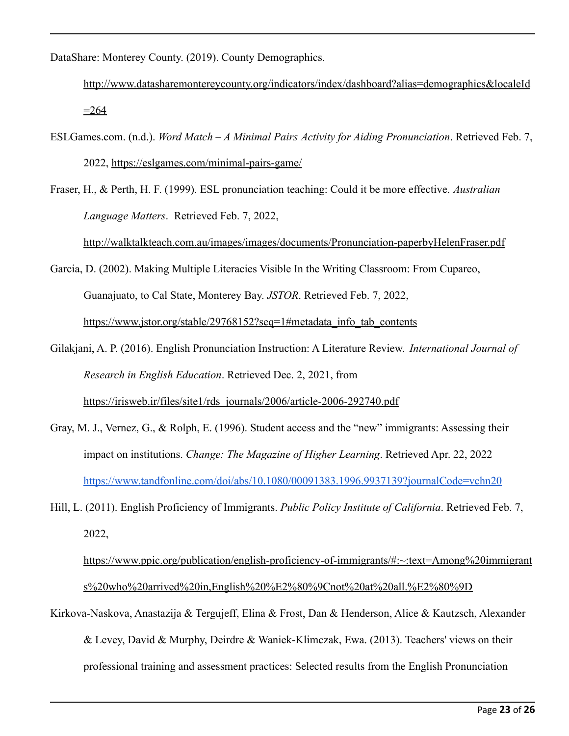DataShare: Monterey County. (2019). County Demographics. http://www.datasharemontereycounty.org/indicators/index/dashboard?alias=demographics&localeId=264

ESLGames.com. (n.d.). *Word Match – A Minimal Pairs Activity for Aiding Pronunciation*. Retrieved Feb. 7, 2022, https://eslgames.com/minimal-pairs-game/

Fraser, H., & Perth, H. F. (1999). ESL pronunciation teaching: Could it be more effective. *Australian Language Matters*. Retrieved Feb. 7, 2022, http://walktalkteach.com.au/images/images/documents/Pronunciation-paperbyHelenFraser.pdf

Garcia, D. (2002). Making Multiple Literacies Visible In the Writing Classroom: From Cupareo, Guanajuato, to Cal State, Monterey Bay. *JSTOR*. Retrieved Feb. 7, 2022, https://www.jstor.org/stable/29768152?seq=1#metadata_info_tab_contents

Gilakjani, A. P. (2016). English Pronunciation Instruction: A Literature Review. *International Journal of Research in English Education*. Retrieved Dec. 2, 2021, from https://irisweb.ir/files/site1/rds_journals/2006/article-2006-292740.pdf

Gray, M. J., Vernez, G., & Rolph, E. (1996). Student access and the "new" immigrants: Assessing their impact on institutions. *Change: The Magazine of Higher Learning*. Retrieved Apr. 22, 2022 https://www.tandfonline.com/doi/abs/10.1080/00091383.1996.9937139?journalCode=vchn20

Hill, L. (2011). English Proficiency of Immigrants. *Public Policy Institute of California*. Retrieved Feb. 7, 2022, https://www.ppic.org/publication/english-proficiency-of-immigrants/#:~:text=Among%20immigrants%20who%20arrived%20in,English%20%E2%80%9Cnot%20at%20all.%E2%80%9D

Kirkova-Naskova, Anastazija & Tergujeff, Elina & Frost, Dan & Henderson, Alice & Kautzsch, Alexander & Levey, David & Murphy, Deirdre & Waniek-Klimczak, Ewa. (2013). Teachers' views on their professional training and assessment practices: Selected results from the English Pronunciation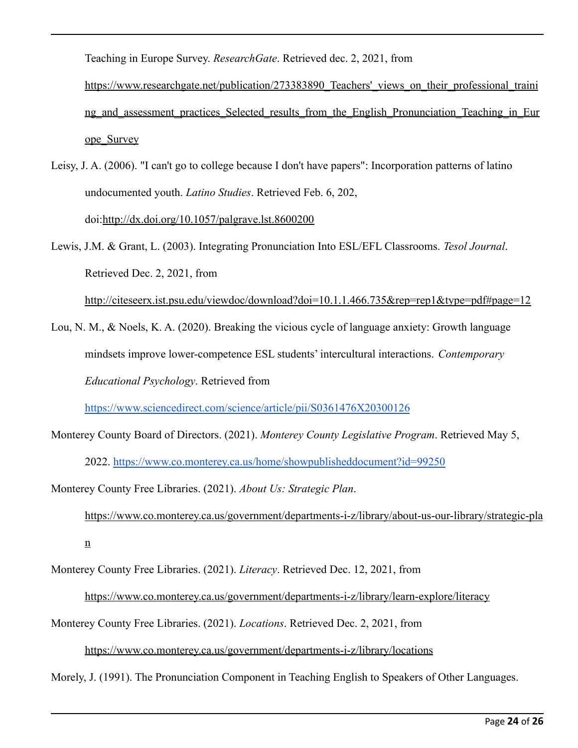Teaching in Europe Survey. *ResearchGate*. Retrieved dec. 2, 2021, from https://www.researchgate.net/publication/273383890_Teachers'_views_on_their_professional_training_and_assessment_practices_Selected_results_from_the_English_Pronunciation_Teaching_in_Europe_Survey

Leisy, J. A. (2006). "I can't go to college because I don't have papers": Incorporation patterns of latino undocumented youth. *Latino Studies*. Retrieved Feb. 6, 202, doi:http://dx.doi.org/10.1057/palgrave.lst.8600200

Lewis, J.M. & Grant, L. (2003). Integrating Pronunciation Into ESL/EFL Classrooms. *Tesol Journal*. Retrieved Dec. 2, 2021, from http://citeseerx.ist.psu.edu/viewdoc/download?doi=10.1.1.466.735&rep=rep1&type=pdf#page=12

Lou, N. M., & Noels, K. A. (2020). Breaking the vicious cycle of language anxiety: Growth language mindsets improve lower-competence ESL students' intercultural interactions. *Contemporary Educational Psychology*. Retrieved from https://www.sciencedirect.com/science/article/pii/S0361476X20300126

Monterey County Board of Directors. (2021). *Monterey County Legislative Program*. Retrieved May 5, 2022. https://www.co.monterey.ca.us/home/showpublisheddocument?id=99250

Monterey County Free Libraries. (2021). *About Us: Strategic Plan*. https://www.co.monterey.ca.us/government/departments-i-z/library/about-us-our-library/strategic-plan

Monterey County Free Libraries. (2021). *Literacy*. Retrieved Dec. 12, 2021, from https://www.co.monterey.ca.us/government/departments-i-z/library/learn-explore/literacy

Monterey County Free Libraries. (2021). *Locations*. Retrieved Dec. 2, 2021, from https://www.co.monterey.ca.us/government/departments-i-z/library/locations

Morely, J. (1991). The Pronunciation Component in Teaching English to Speakers of Other Languages.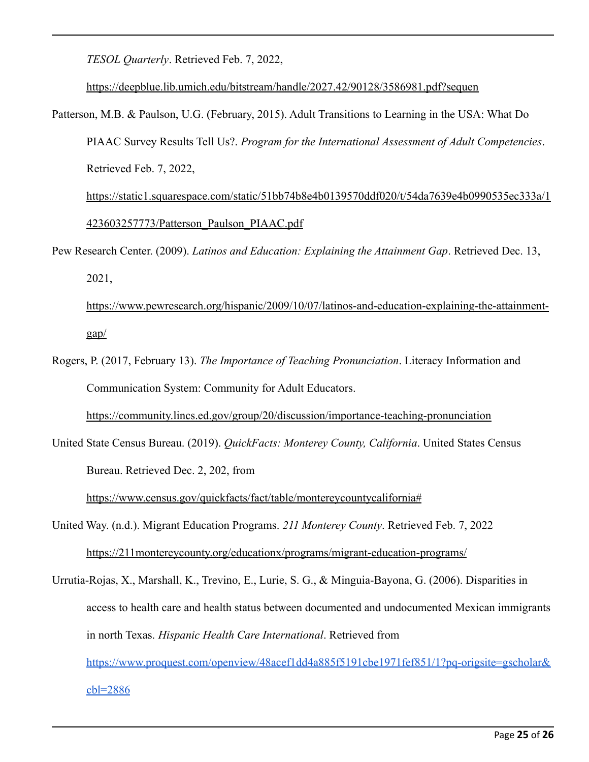*TESOL Quarterly*. Retrieved Feb. 7, 2022, https://deepblue.lib.umich.edu/bitstream/handle/2027.42/90128/3586981.pdf?sequen

Patterson, M.B. & Paulson, U.G. (February, 2015). Adult Transitions to Learning in the USA: What Do PIAAC Survey Results Tell Us?. *Program for the International Assessment of Adult Competencies*. Retrieved Feb. 7, 2022, https://static1.squarespace.com/static/51bb74b8e4b0139570ddf020/t/54da7639e4b0990535ec333a/1423603257773/Patterson_Paulson_PIAAC.pdf

Pew Research Center. (2009). *Latinos and Education: Explaining the Attainment Gap*. Retrieved Dec. 13, 2021, https://www.pewresearch.org/hispanic/2009/10/07/latinos-and-education-explaining-the-attainment-gap/

Rogers, P. (2017, February 13). *The Importance of Teaching Pronunciation*. Literacy Information and Communication System: Community for Adult Educators. https://community.lincs.ed.gov/group/20/discussion/importance-teaching-pronunciation

United State Census Bureau. (2019). *QuickFacts: Monterey County, California*. United States Census Bureau. Retrieved Dec. 2, 202, from https://www.census.gov/quickfacts/fact/table/montereycountycalifornia#

United Way. (n.d.). Migrant Education Programs. *211 Monterey County*. Retrieved Feb. 7, 2022 https://211montereycounty.org/educationx/programs/migrant-education-programs/

Urrutia-Rojas, X., Marshall, K., Trevino, E., Lurie, S. G., & Minguia-Bayona, G. (2006). Disparities in access to health care and health status between documented and undocumented Mexican immigrants in north Texas. *Hispanic Health Care International*. Retrieved from https://www.proquest.com/openview/48acef1dd4a885f5191cbe1971fef851/1?pq-origsite=gscholar&cbl=2886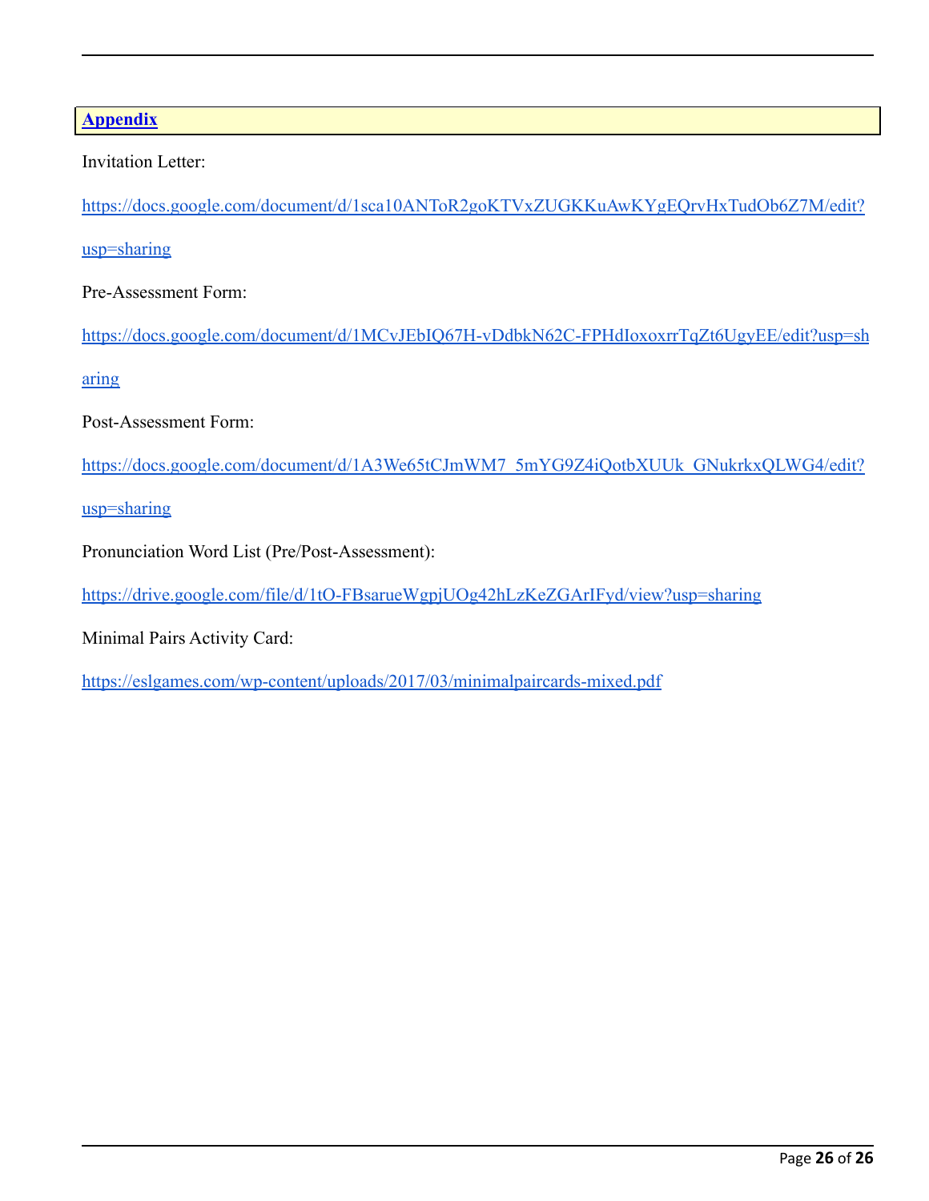## Appendix

Invitation Letter:

https://docs.google.com/document/d/1sca10ANToR2goKTVxZUGKKuAwKYgEQrvHxTudOb6Z7M/edit?usp=sharing

Pre-Assessment Form:

https://docs.google.com/document/d/1MCvJEbIQ67H-vDdbkN62C-FPHdIoxoxrrTqZt6UgyEE/edit?usp=sharing

Post-Assessment Form:

https://docs.google.com/document/d/1A3We65tCJmWM7_5mYG9Z4iQotbXUUk_GNukrkxQLWG4/edit?usp=sharing

Pronunciation Word List (Pre/Post-Assessment):

https://drive.google.com/file/d/1tO-FBsarueWgpjUOg42hLzKeZGArIFyd/view?usp=sharing

Minimal Pairs Activity Card:

https://eslgames.com/wp-content/uploads/2017/03/minimalpaircards-mixed.pdf